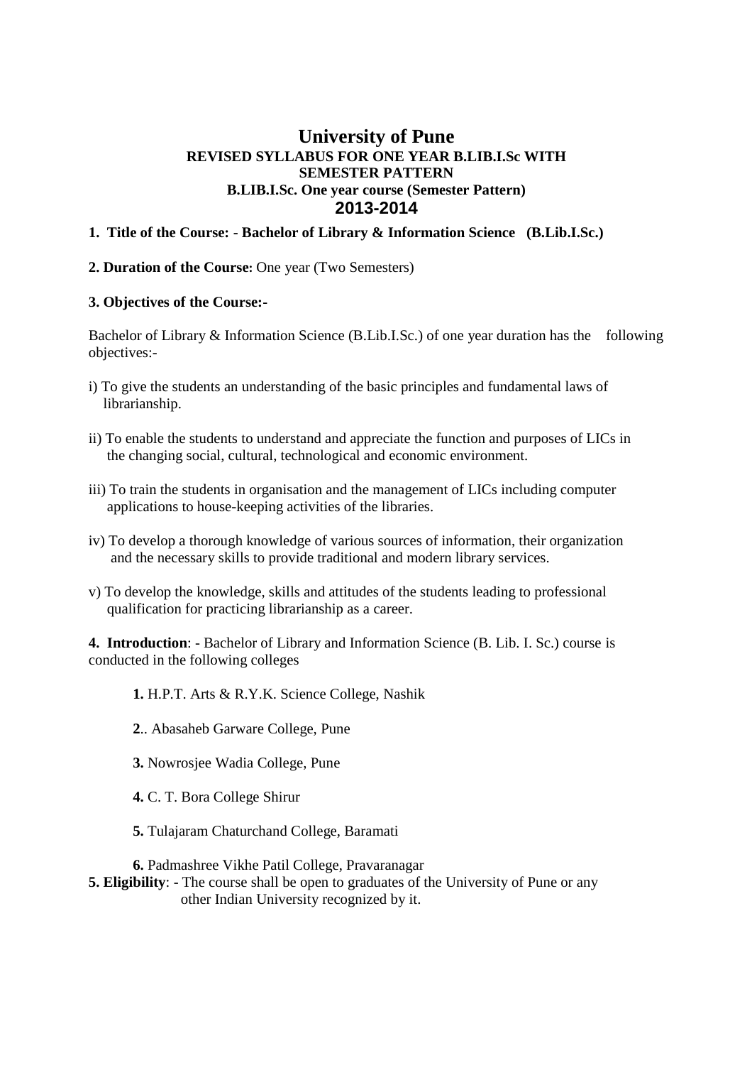# University of Pune

**REVISED SYLLABUS FOR ONE YEAR B.LIB.I.Sc WITH SEMESTER PATTERN**

**B.LIB.I.Sc. One year course (Semester Pattern)**

## 2013-2014

**1. Title of the Course: - Bachelor of Library & Information Science (B.Lib.I.Sc.)**

**2. Duration of the Course:** One year (Two Semesters)

**3. Objectives of the Course:-**

Bachelor of Library & Information Science (B.Lib.I.Sc.) of one year duration has the following objectives:-

i) To give the students an understanding of the basic principles and fundamental laws of librarianship.

ii) To enable the students to understand and appreciate the function and purposes of LICs in the changing social, cultural, technological and economic environment.

iii) To train the students in organisation and the management of LICs including computer applications to house-keeping activities of the libraries.

iv) To develop a thorough knowledge of various sources of information, their organization and the necessary skills to provide traditional and modern library services.

v) To develop the knowledge, skills and attitudes of the students leading to professional qualification for practicing librarianship as a career.

**4. Introduction**: - Bachelor of Library and Information Science (B. Lib. I. Sc.) course is conducted in the following colleges

**1.** H.P.T. Arts & R.Y.K. Science College, Nashik

**2**.. Abasaheb Garware College, Pune

**3.** Nowrosjee Wadia College, Pune

**4.** C. T. Bora College Shirur

**5.** Tulajaram Chaturchand College, Baramati

**6.** Padmashree Vikhe Patil College, Pravaranagar

**5. Eligibility**: - The course shall be open to graduates of the University of Pune or any other Indian University recognized by it.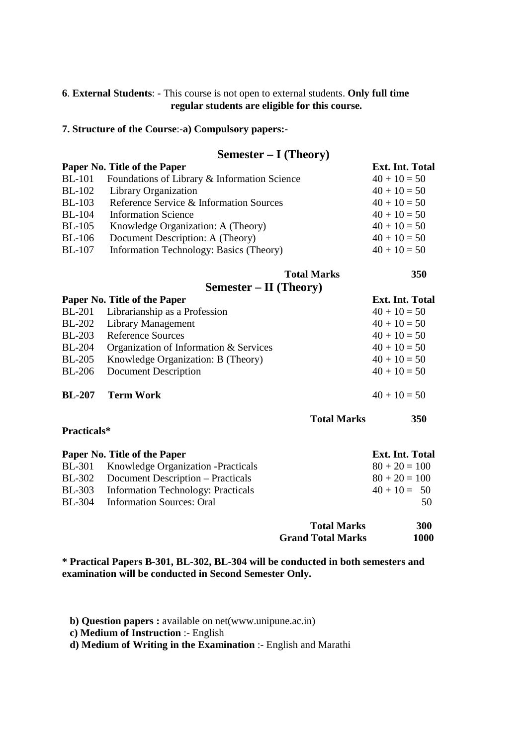**6**. **External Students**: - This course is not open to external students. **Only full time regular students are eligible for this course.**

**7. Structure of the Course**:**-a) Compulsory papers:-**

## Semester – I (Theory)

| Paper No. | Title of the Paper | Ext. Int. Total |
|---|---|---|
| BL-101 | Foundations of Library & Information Science | 40 + 10 = 50 |
| BL-102 | Library Organization | 40 + 10 = 50 |
| BL-103 | Reference Service & Information Sources | 40 + 10 = 50 |
| BL-104 | Information Science | 40 + 10 = 50 |
| BL-105 | Knowledge Organization: A (Theory) | 40 + 10 = 50 |
| BL-106 | Document Description: A (Theory) | 40 + 10 = 50 |
| BL-107 | Information Technology: Basics (Theory) | 40 + 10 = 50 |
| | **Total Marks** | **350** |

## Semester – II (Theory)

| Paper No. | Title of the Paper | Ext. Int. Total |
|---|---|---|
| BL-201 | Librarianship as a Profession | 40 + 10 = 50 |
| BL-202 | Library Management | 40 + 10 = 50 |
| BL-203 | Reference Sources | 40 + 10 = 50 |
| BL-204 | Organization of Information & Services | 40 + 10 = 50 |
| BL-205 | Knowledge Organization: B (Theory) | 40 + 10 = 50 |
| BL-206 | Document Description | 40 + 10 = 50 |
| **BL-207** | **Term Work** | 40 + 10 = 50 |
| | **Total Marks** | **350** |

**Practicals***

| Paper No. | Title of the Paper | Ext. Int. Total |
|---|---|---|
| BL-301 | Knowledge Organization -Practicals | 80 + 20 = 100 |
| BL-302 | Document Description – Practicals | 80 + 20 = 100 |
| BL-303 | Information Technology: Practicals | 40 + 10 = 50 |
| BL-304 | Information Sources: Oral | 50 |
| | **Total Marks** | **300** |
| | **Grand Total Marks** | **1000** |

*** Practical Papers B-301, BL-302, BL-304 will be conducted in both semesters and examination will be conducted in Second Semester Only.**

**b) Question papers :** available on net(www.unipune.ac.in)

**c) Medium of Instruction** :- English

**d) Medium of Writing in the Examination** :- English and Marathi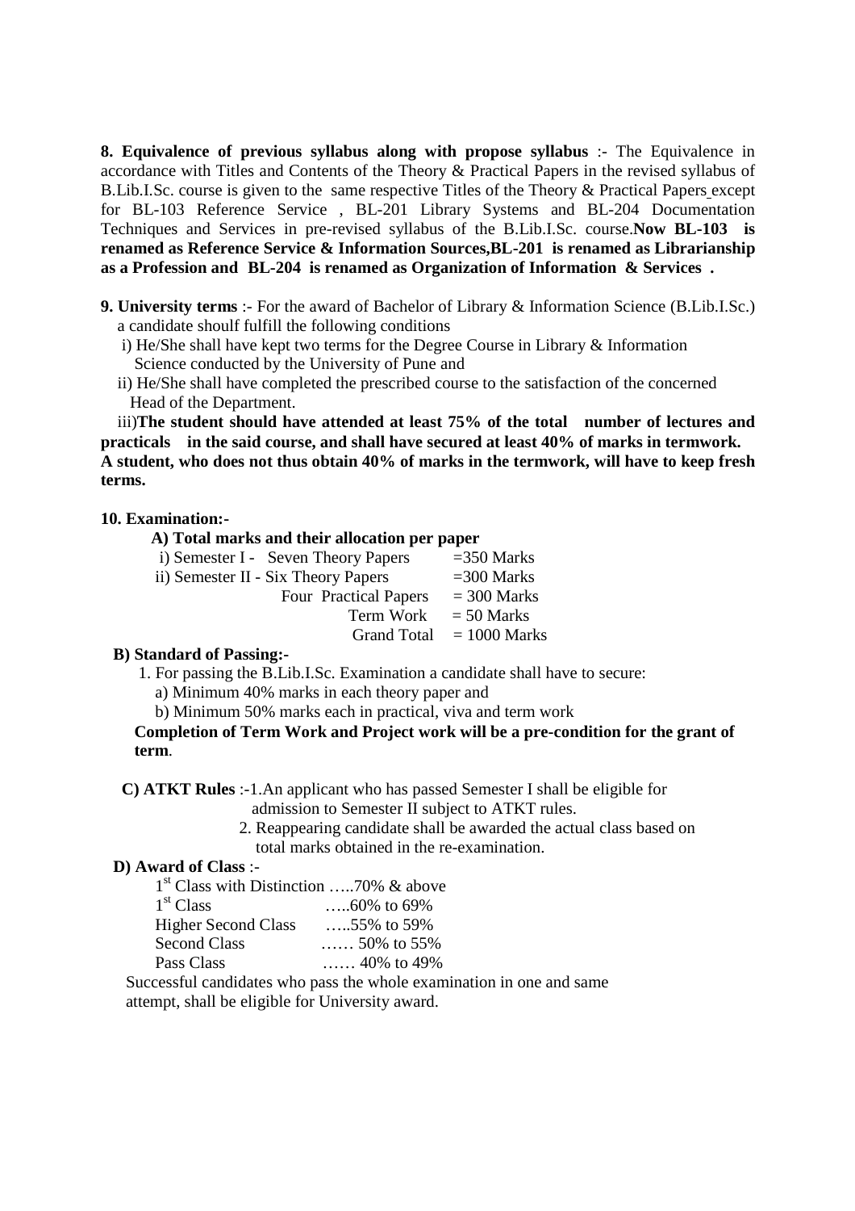**8. Equivalence of previous syllabus along with propose syllabus** :- The Equivalence in accordance with Titles and Contents of the Theory & Practical Papers in the revised syllabus of B.Lib.I.Sc. course is given to the same respective Titles of the Theory & Practical Papers except for BL-103 Reference Service , BL-201 Library Systems and BL-204 Documentation Techniques and Services in pre-revised syllabus of the B.Lib.I.Sc. course.**Now BL-103 is renamed as Reference Service & Information Sources,BL-201 is renamed as Librarianship as a Profession and BL-204 is renamed as Organization of Information & Services .**

**9. University terms** :- For the award of Bachelor of Library & Information Science (B.Lib.I.Sc.) a candidate shoulf fulfill the following conditions

i) He/She shall have kept two terms for the Degree Course in Library & Information Science conducted by the University of Pune and

ii) He/She shall have completed the prescribed course to the satisfaction of the concerned Head of the Department.

iii)**The student should have attended at least 75% of the total number of lectures and practicals in the said course, and shall have secured at least 40% of marks in termwork. A student, who does not thus obtain 40% of marks in the termwork, will have to keep fresh terms.**

**10. Examination:-**

**A) Total marks and their allocation per paper**

| | |
|---|---|
| i) Semester I - Seven Theory Papers | =350 Marks |
| ii) Semester II - Six Theory Papers | =300 Marks |
| Four Practical Papers | = 300 Marks |
| Term Work | = 50 Marks |
| Grand Total | = 1000 Marks |

**B) Standard of Passing:-**

1. For passing the B.Lib.I.Sc. Examination a candidate shall have to secure:
   a) Minimum 40% marks in each theory paper and
   b) Minimum 50% marks each in practical, viva and term work

**Completion of Term Work and Project work will be a pre-condition for the grant of term**.

**C) ATKT Rules** :-1.An applicant who has passed Semester I shall be eligible for admission to Semester II subject to ATKT rules.

2. Reappearing candidate shall be awarded the actual class based on total marks obtained in the re-examination.

**D) Award of Class** :-

| | |
|---|---|
| 1st Class with Distinction | …..70% & above |
| 1st Class | …..60% to 69% |
| Higher Second Class | …..55% to 59% |
| Second Class | …… 50% to 55% |
| Pass Class | …… 40% to 49% |

Successful candidates who pass the whole examination in one and same attempt, shall be eligible for University award.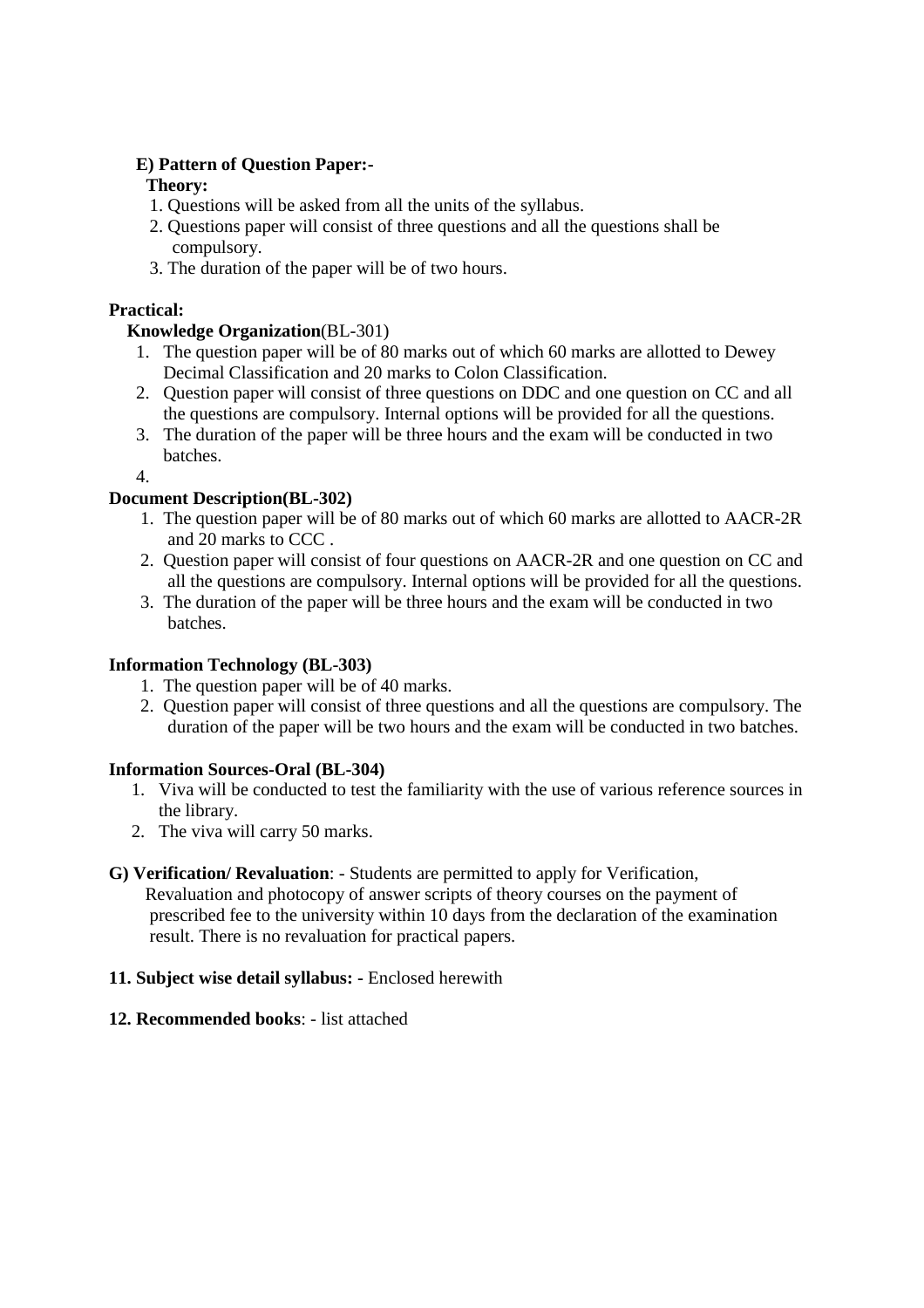**E) Pattern of Question Paper:-**

**Theory:**

1. Questions will be asked from all the units of the syllabus.
2. Questions paper will consist of three questions and all the questions shall be compulsory.
3. The duration of the paper will be of two hours.

**Practical:**

**Knowledge Organization**(BL-301)

1. The question paper will be of 80 marks out of which 60 marks are allotted to Dewey Decimal Classification and 20 marks to Colon Classification.
2. Question paper will consist of three questions on DDC and one question on CC and all the questions are compulsory. Internal options will be provided for all the questions.
3. The duration of the paper will be three hours and the exam will be conducted in two batches.
4.

**Document Description(BL-302)**

1. The question paper will be of 80 marks out of which 60 marks are allotted to AACR-2R and 20 marks to CCC .
2. Question paper will consist of four questions on AACR-2R and one question on CC and all the questions are compulsory. Internal options will be provided for all the questions.
3. The duration of the paper will be three hours and the exam will be conducted in two batches.

**Information Technology (BL-303)**

1. The question paper will be of 40 marks.
2. Question paper will consist of three questions and all the questions are compulsory. The duration of the paper will be two hours and the exam will be conducted in two batches.

**Information Sources-Oral (BL-304)**

1. Viva will be conducted to test the familiarity with the use of various reference sources in the library.
2. The viva will carry 50 marks.

**G) Verification/ Revaluation**: - Students are permitted to apply for Verification, Revaluation and photocopy of answer scripts of theory courses on the payment of prescribed fee to the university within 10 days from the declaration of the examination result. There is no revaluation for practical papers.

**11. Subject wise detail syllabus: -** Enclosed herewith

**12. Recommended books**: - list attached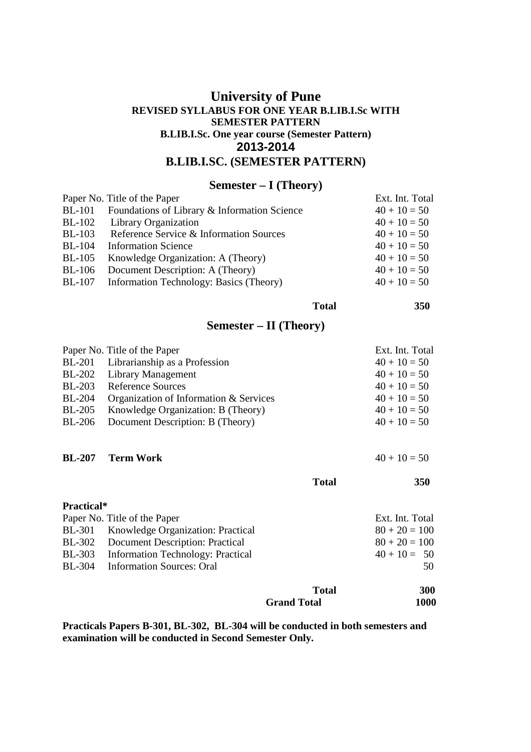# University of Pune

**REVISED SYLLABUS FOR ONE YEAR B.LIB.I.Sc WITH SEMESTER PATTERN**

**B.LIB.I.Sc. One year course (Semester Pattern)**

**2013-2014**

## B.LIB.I.SC. (SEMESTER PATTERN)

### Semester – I (Theory)

| Paper No. | Title of the Paper | Ext. Int. Total |
|---|---|---|
| BL-101 | Foundations of Library & Information Science | 40 + 10 = 50 |
| BL-102 | Library Organization | 40 + 10 = 50 |
| BL-103 | Reference Service & Information Sources | 40 + 10 = 50 |
| BL-104 | Information Science | 40 + 10 = 50 |
| BL-105 | Knowledge Organization: A (Theory) | 40 + 10 = 50 |
| BL-106 | Document Description: A (Theory) | 40 + 10 = 50 |
| BL-107 | Information Technology: Basics (Theory) | 40 + 10 = 50 |
| | **Total** | **350** |

### Semester – II (Theory)

| Paper No. | Title of the Paper | Ext. Int. Total |
|---|---|---|
| BL-201 | Librarianship as a Profession | 40 + 10 = 50 |
| BL-202 | Library Management | 40 + 10 = 50 |
| BL-203 | Reference Sources | 40 + 10 = 50 |
| BL-204 | Organization of Information & Services | 40 + 10 = 50 |
| BL-205 | Knowledge Organization: B (Theory) | 40 + 10 = 50 |
| BL-206 | Document Description: B (Theory) | 40 + 10 = 50 |
| **BL-207** | **Term Work** | 40 + 10 = 50 |
| | **Total** | **350** |

**Practical***

| Paper No. | Title of the Paper | Ext. Int. Total |
|---|---|---|
| BL-301 | Knowledge Organization: Practical | 80 + 20 = 100 |
| BL-302 | Document Description: Practical | 80 + 20 = 100 |
| BL-303 | Information Technology: Practical | 40 + 10 = 50 |
| BL-304 | Information Sources: Oral | 50 |
| | **Total** | **300** |
| | **Grand Total** | **1000** |

**Practicals Papers B-301, BL-302, BL-304 will be conducted in both semesters and examination will be conducted in Second Semester Only.**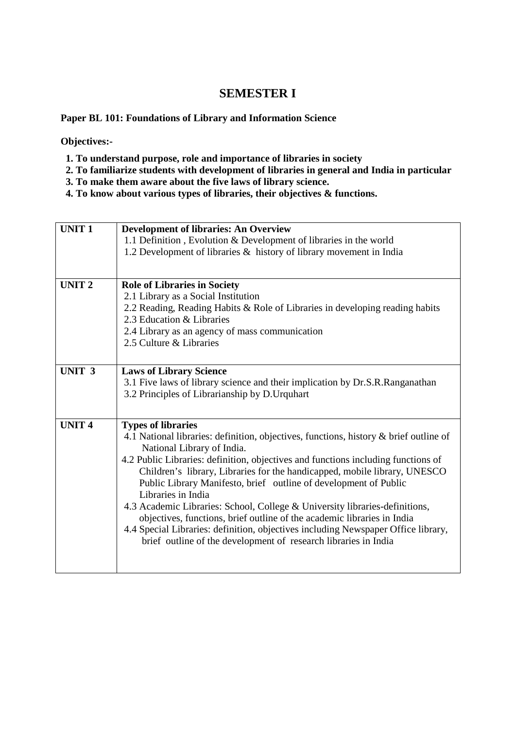# SEMESTER I

**Paper BL 101: Foundations of Library and Information Science**

**Objectives:-**

1. **To understand purpose, role and importance of libraries in society**
2. **To familiarize students with development of libraries in general and India in particular**
3. **To make them aware about the five laws of library science.**
4. **To know about various types of libraries, their objectives & functions.**

| | |
|---|---|
| **UNIT 1** | **Development of libraries: An Overview**<br>1.1 Definition , Evolution & Development of libraries in the world<br>1.2 Development of libraries & history of library movement in India |
| **UNIT 2** | **Role of Libraries in Society**<br>2.1 Library as a Social Institution<br>2.2 Reading, Reading Habits & Role of Libraries in developing reading habits<br>2.3 Education & Libraries<br>2.4 Library as an agency of mass communication<br>2.5 Culture & Libraries |
| **UNIT 3** | **Laws of Library Science**<br>3.1 Five laws of library science and their implication by Dr.S.R.Ranganathan<br>3.2 Principles of Librarianship by D.Urquhart |
| **UNIT 4** | **Types of libraries**<br>4.1 National libraries: definition, objectives, functions, history & brief outline of National Library of India.<br>4.2 Public Libraries: definition, objectives and functions including functions of Children's library, Libraries for the handicapped, mobile library, UNESCO Public Library Manifesto, brief outline of development of Public Libraries in India<br>4.3 Academic Libraries: School, College & University libraries-definitions, objectives, functions, brief outline of the academic libraries in India<br>4.4 Special Libraries: definition, objectives including Newspaper Office library, brief outline of the development of research libraries in India |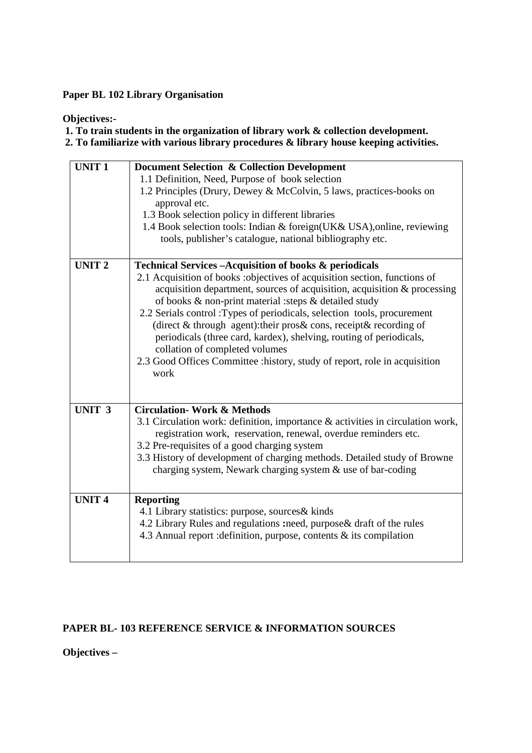**Paper BL 102 Library Organisation**

**Objectives:-**

**1. To train students in the organization of library work & collection development.**
**2. To familiarize with various library procedures & library house keeping activities.**

| | |
|---|---|
| **UNIT 1** | **Document Selection & Collection Development**<br>1.1 Definition, Need, Purpose of book selection<br>1.2 Principles (Drury, Dewey & McColvin, 5 laws, practices-books on approval etc.<br>1.3 Book selection policy in different libraries<br>1.4 Book selection tools: Indian & foreign(UK& USA),online, reviewing tools, publisher's catalogue, national bibliography etc. |
| **UNIT 2** | **Technical Services –Acquisition of books & periodicals**<br>2.1 Acquisition of books :objectives of acquisition section, functions of acquisition department, sources of acquisition, acquisition & processing of books & non-print material :steps & detailed study<br>2.2 Serials control :Types of periodicals, selection tools, procurement (direct & through agent):their pros& cons, receipt& recording of periodicals (three card, kardex), shelving, routing of periodicals, collation of completed volumes<br>2.3 Good Offices Committee :history, study of report, role in acquisition work |
| **UNIT 3** | **Circulation- Work & Methods**<br>3.1 Circulation work: definition, importance & activities in circulation work, registration work, reservation, renewal, overdue reminders etc.<br>3.2 Pre-requisites of a good charging system<br>3.3 History of development of charging methods. Detailed study of Browne charging system, Newark charging system & use of bar-coding |
| **UNIT 4** | **Reporting**<br>4.1 Library statistics: purpose, sources& kinds<br>4.2 Library Rules and regulations **:**need, purpose& draft of the rules<br>4.3 Annual report :definition, purpose, contents & its compilation |

**PAPER BL- 103 REFERENCE SERVICE & INFORMATION SOURCES**

**Objectives –**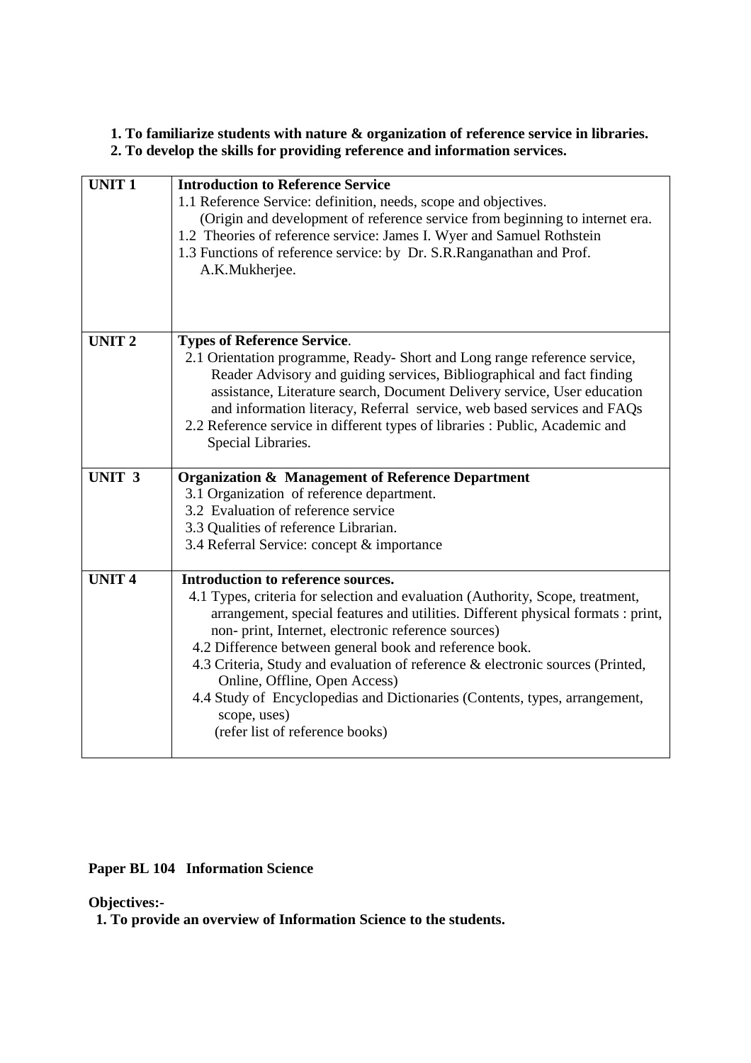**1. To familiarize students with nature & organization of reference service in libraries.**
**2. To develop the skills for providing reference and information services.**

| UNIT | Content |
|---|---|
| **UNIT 1** | **Introduction to Reference Service**<br>1.1 Reference Service: definition, needs, scope and objectives.<br>(Origin and development of reference service from beginning to internet era.<br>1.2 Theories of reference service: James I. Wyer and Samuel Rothstein<br>1.3 Functions of reference service: by Dr. S.R.Ranganathan and Prof. A.K.Mukherjee. |
| **UNIT 2** | **Types of Reference Service**.<br>2.1 Orientation programme, Ready- Short and Long range reference service, Reader Advisory and guiding services, Bibliographical and fact finding assistance, Literature search, Document Delivery service, User education and information literacy, Referral service, web based services and FAQs<br>2.2 Reference service in different types of libraries : Public, Academic and Special Libraries. |
| **UNIT 3** | **Organization & Management of Reference Department**<br>3.1 Organization of reference department.<br>3.2 Evaluation of reference service<br>3.3 Qualities of reference Librarian.<br>3.4 Referral Service: concept & importance |
| **UNIT 4** | **Introduction to reference sources.**<br>4.1 Types, criteria for selection and evaluation (Authority, Scope, treatment, arrangement, special features and utilities. Different physical formats : print, non- print, Internet, electronic reference sources)<br>4.2 Difference between general book and reference book.<br>4.3 Criteria, Study and evaluation of reference & electronic sources (Printed, Online, Offline, Open Access)<br>4.4 Study of Encyclopedias and Dictionaries (Contents, types, arrangement, scope, uses)<br>(refer list of reference books) |

## Paper BL 104 Information Science

**Objectives:-**

**1. To provide an overview of Information Science to the students.**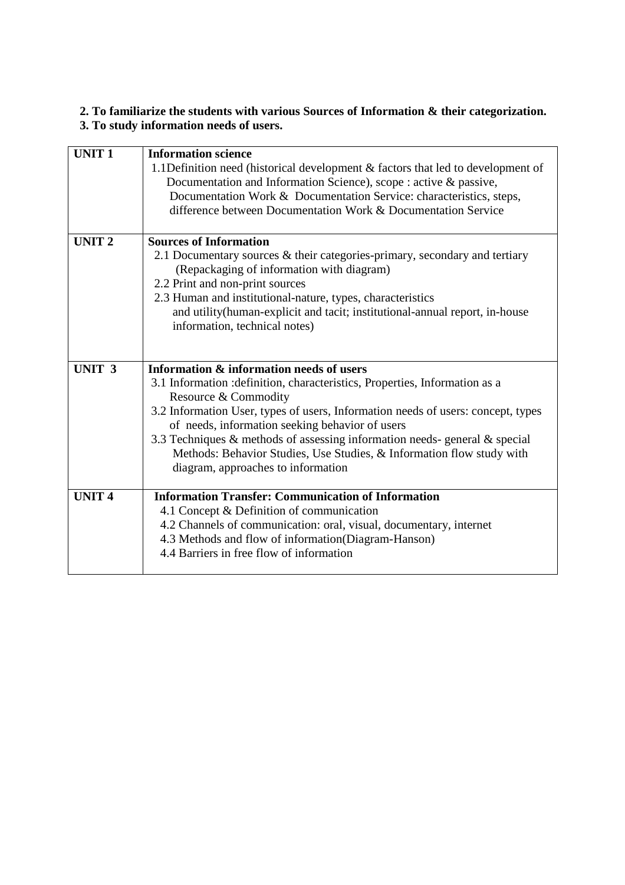**2. To familiarize the students with various Sources of Information & their categorization.**
**3. To study information needs of users.**

| **UNIT 1** | **Information science**<br>1.1Definition need (historical development & factors that led to development of Documentation and Information Science), scope : active & passive, Documentation Work & Documentation Service: characteristics, steps, difference between Documentation Work & Documentation Service |
|---|---|
| **UNIT 2** | **Sources of Information**<br>2.1 Documentary sources & their categories-primary, secondary and tertiary (Repackaging of information with diagram)<br>2.2 Print and non-print sources<br>2.3 Human and institutional-nature, types, characteristics and utility(human-explicit and tacit; institutional-annual report, in-house information, technical notes) |
| **UNIT 3** | **Information & information needs of users**<br>3.1 Information :definition, characteristics, Properties, Information as a Resource & Commodity<br>3.2 Information User, types of users, Information needs of users: concept, types of needs, information seeking behavior of users<br>3.3 Techniques & methods of assessing information needs- general & special Methods: Behavior Studies, Use Studies, & Information flow study with diagram, approaches to information |
| **UNIT 4** | **Information Transfer: Communication of Information**<br>4.1 Concept & Definition of communication<br>4.2 Channels of communication: oral, visual, documentary, internet<br>4.3 Methods and flow of information(Diagram-Hanson)<br>4.4 Barriers in free flow of information |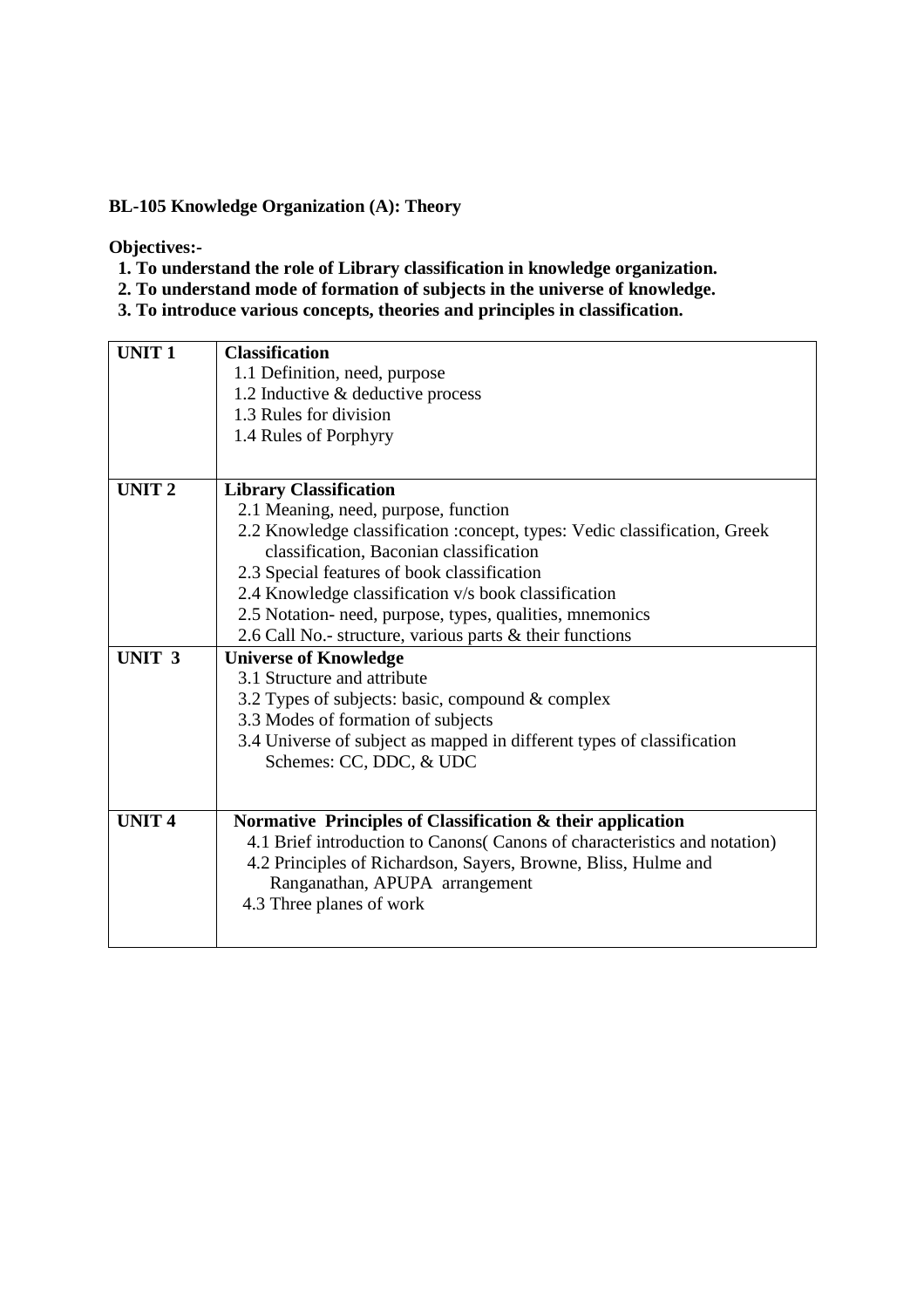**BL-105 Knowledge Organization (A): Theory**

**Objectives:-**

1. **To understand the role of Library classification in knowledge organization.**
2. **To understand mode of formation of subjects in the universe of knowledge.**
3. **To introduce various concepts, theories and principles in classification.**

| | |
|---|---|
| **UNIT 1** | **Classification**<br>1.1 Definition, need, purpose<br>1.2 Inductive & deductive process<br>1.3 Rules for division<br>1.4 Rules of Porphyry |
| **UNIT 2** | **Library Classification**<br>2.1 Meaning, need, purpose, function<br>2.2 Knowledge classification :concept, types: Vedic classification, Greek classification, Baconian classification<br>2.3 Special features of book classification<br>2.4 Knowledge classification v/s book classification<br>2.5 Notation- need, purpose, types, qualities, mnemonics<br>2.6 Call No.- structure, various parts & their functions |
| **UNIT 3** | **Universe of Knowledge**<br>3.1 Structure and attribute<br>3.2 Types of subjects: basic, compound & complex<br>3.3 Modes of formation of subjects<br>3.4 Universe of subject as mapped in different types of classification Schemes: CC, DDC, & UDC |
| **UNIT 4** | **Normative Principles of Classification & their application**<br>4.1 Brief introduction to Canons( Canons of characteristics and notation)<br>4.2 Principles of Richardson, Sayers, Browne, Bliss, Hulme and Ranganathan, APUPA arrangement<br>4.3 Three planes of work |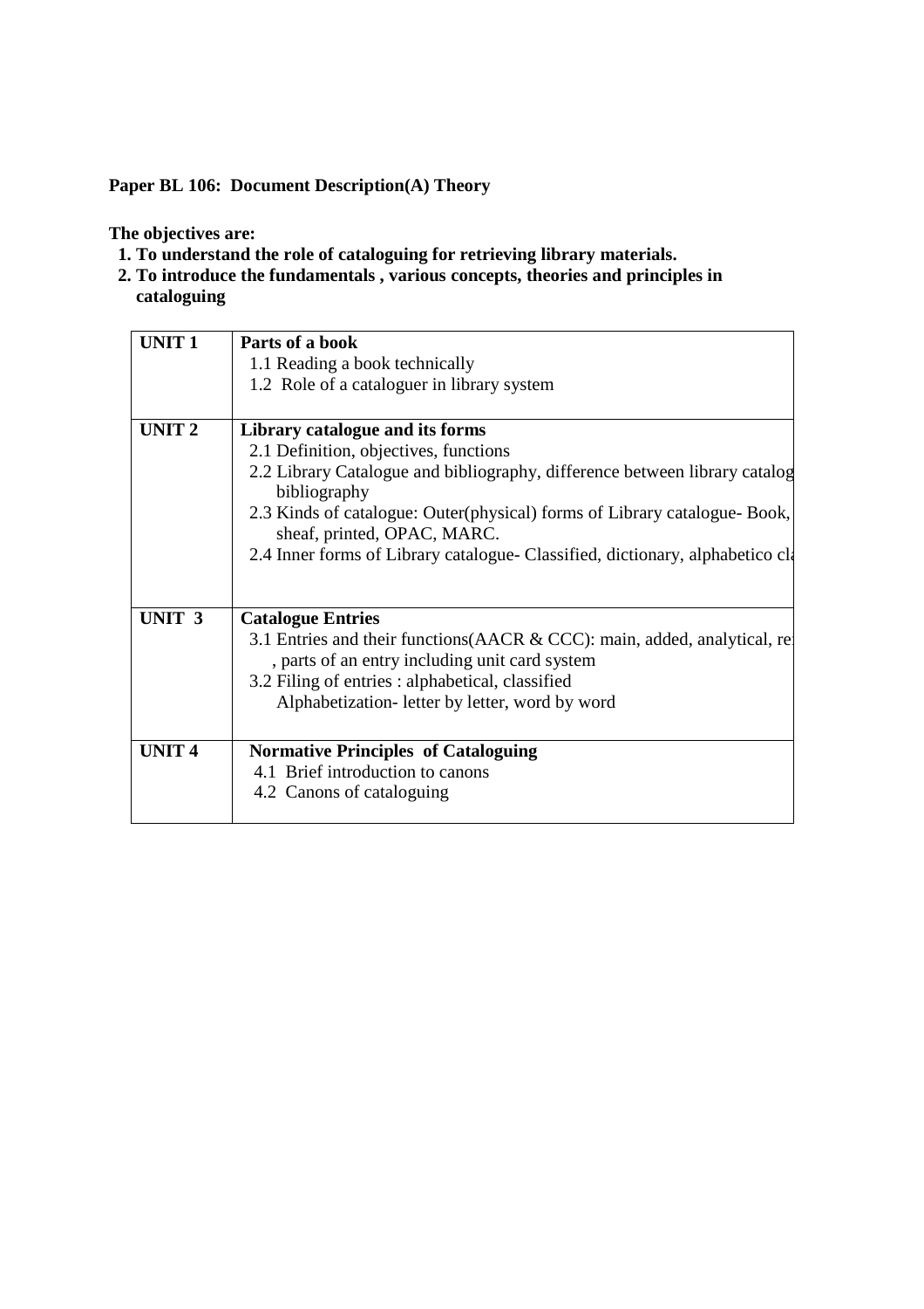**Paper BL 106: Document Description(A) Theory**

**The objectives are:**

1. **To understand the role of cataloguing for retrieving library materials.**
2. **To introduce the fundamentals , various concepts, theories and principles in cataloguing**

| | |
|---|---|
| **UNIT 1** | **Parts of a book**<br>1.1 Reading a book technically<br>1.2 Role of a cataloguer in library system |
| **UNIT 2** | **Library catalogue and its forms**<br>2.1 Definition, objectives, functions<br>2.2 Library Catalogue and bibliography, difference between library catalog bibliography<br>2.3 Kinds of catalogue: Outer(physical) forms of Library catalogue- Book, sheaf, printed, OPAC, MARC.<br>2.4 Inner forms of Library catalogue- Classified, dictionary, alphabetico cl |
| **UNIT 3** | **Catalogue Entries**<br>3.1 Entries and their functions(AACR & CCC): main, added, analytical, re , parts of an entry including unit card system<br>3.2 Filing of entries : alphabetical, classified<br>Alphabetization- letter by letter, word by word |
| **UNIT 4** | **Normative Principles of Cataloguing**<br>4.1 Brief introduction to canons<br>4.2 Canons of cataloguing |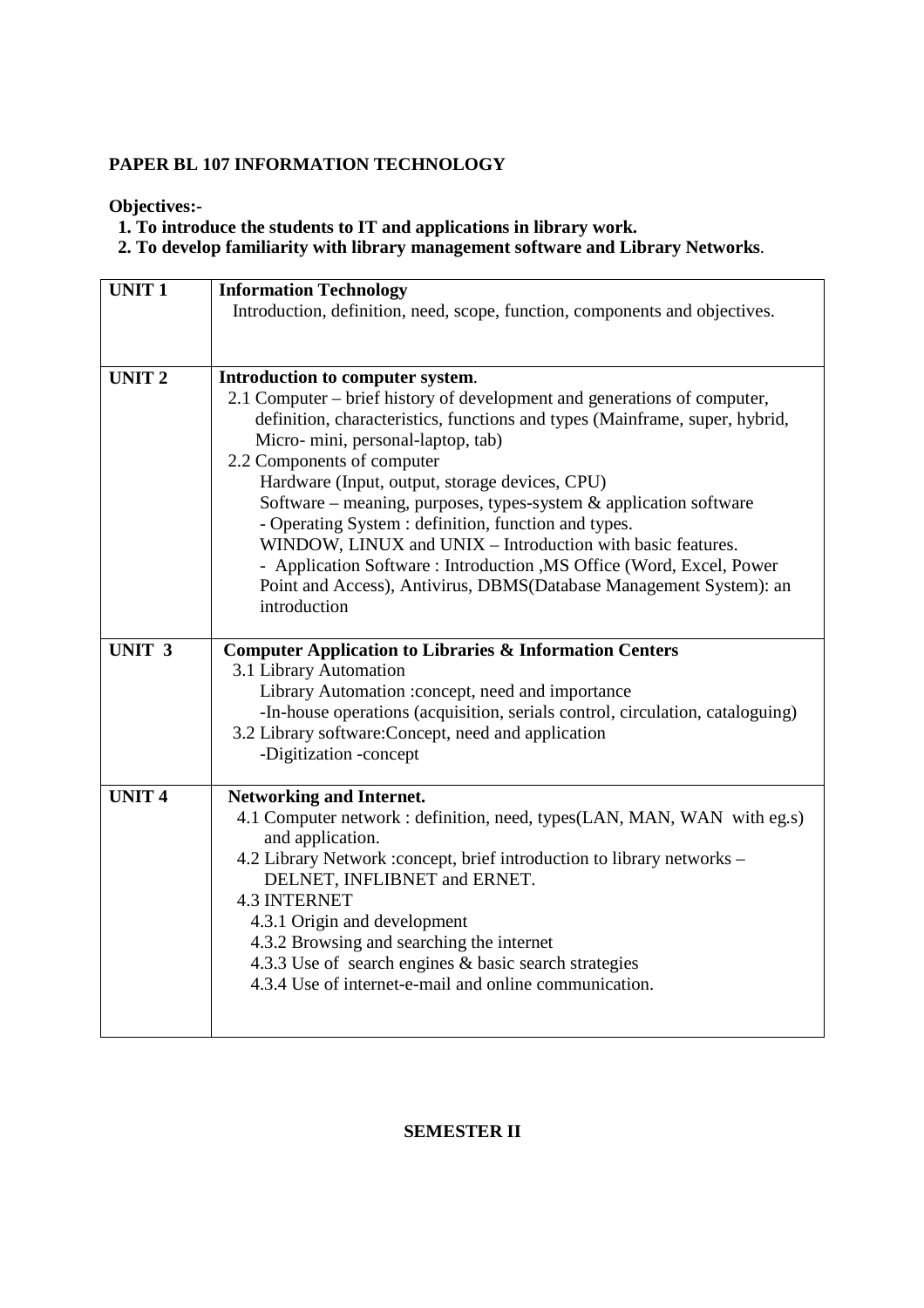**PAPER BL 107 INFORMATION TECHNOLOGY**

**Objectives:-**

**1. To introduce the students to IT and applications in library work.**

**2. To develop familiarity with library management software and Library Networks**.

| | |
|---|---|
| **UNIT 1** | **Information Technology**<br>Introduction, definition, need, scope, function, components and objectives. |
| **UNIT 2** | **Introduction to computer system**.<br>2.1 Computer – brief history of development and generations of computer, definition, characteristics, functions and types (Mainframe, super, hybrid, Micro- mini, personal-laptop, tab)<br>2.2 Components of computer<br>Hardware (Input, output, storage devices, CPU)<br>Software – meaning, purposes, types-system & application software<br>- Operating System : definition, function and types.<br>WINDOW, LINUX and UNIX – Introduction with basic features.<br>- Application Software : Introduction ,MS Office (Word, Excel, Power Point and Access), Antivirus, DBMS(Database Management System): an introduction |
| **UNIT 3** | **Computer Application to Libraries & Information Centers**<br>3.1 Library Automation<br>Library Automation :concept, need and importance<br>-In-house operations (acquisition, serials control, circulation, cataloguing)<br>3.2 Library software:Concept, need and application<br>-Digitization -concept |
| **UNIT 4** | **Networking and Internet.**<br>4.1 Computer network : definition, need, types(LAN, MAN, WAN with eg.s) and application.<br>4.2 Library Network :concept, brief introduction to library networks – DELNET, INFLIBNET and ERNET.<br>4.3 INTERNET<br>4.3.1 Origin and development<br>4.3.2 Browsing and searching the internet<br>4.3.3 Use of search engines & basic search strategies<br>4.3.4 Use of internet-e-mail and online communication. |

**SEMESTER II**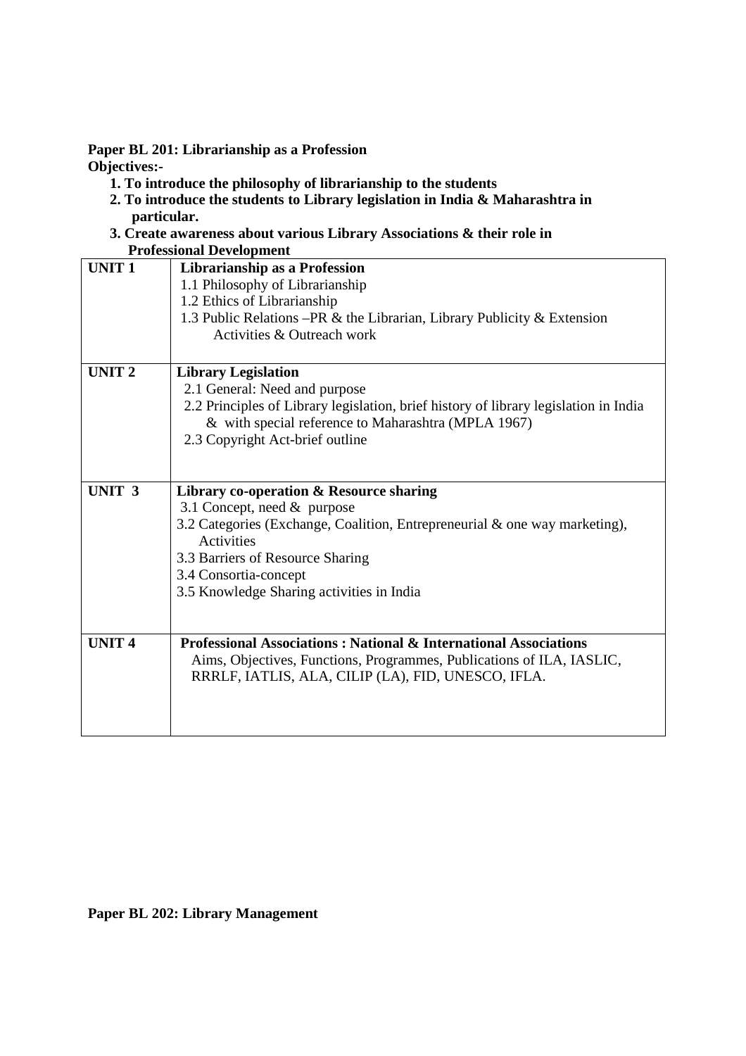**Paper BL 201: Librarianship as a Profession**

**Objectives:-**

1. **To introduce the philosophy of librarianship to the students**
2. **To introduce the students to Library legislation in India & Maharashtra in particular.**
3. **Create awareness about various Library Associations & their role in Professional Development**

| | |
|---|---|
| **UNIT 1** | **Librarianship as a Profession**<br>1.1 Philosophy of Librarianship<br>1.2 Ethics of Librarianship<br>1.3 Public Relations –PR & the Librarian, Library Publicity & Extension Activities & Outreach work |
| **UNIT 2** | **Library Legislation**<br>2.1 General: Need and purpose<br>2.2 Principles of Library legislation, brief history of library legislation in India & with special reference to Maharashtra (MPLA 1967)<br>2.3 Copyright Act-brief outline |
| **UNIT 3** | **Library co-operation & Resource sharing**<br>3.1 Concept, need & purpose<br>3.2 Categories (Exchange, Coalition, Entrepreneurial & one way marketing), Activities<br>3.3 Barriers of Resource Sharing<br>3.4 Consortia-concept<br>3.5 Knowledge Sharing activities in India |
| **UNIT 4** | **Professional Associations : National & International Associations**<br>Aims, Objectives, Functions, Programmes, Publications of ILA, IASLIC, RRRLF, IATLIS, ALA, CILIP (LA), FID, UNESCO, IFLA. |

**Paper BL 202: Library Management**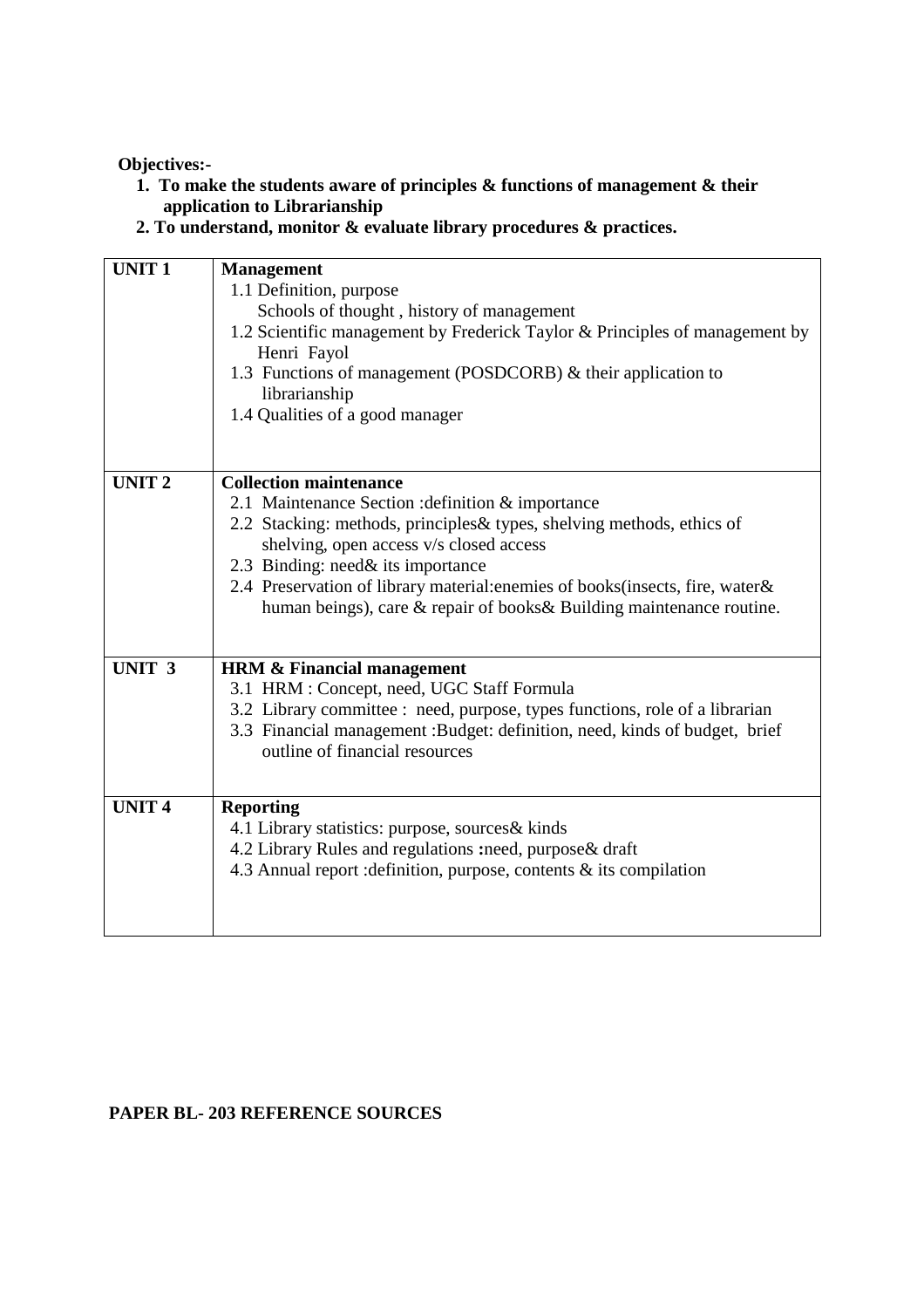**Objectives:-**

1. **To make the students aware of principles & functions of management & their application to Librarianship**
2. **To understand, monitor & evaluate library procedures & practices.**

| **UNIT 1** | **Management**<br>1.1 Definition, purpose<br>Schools of thought , history of management<br>1.2 Scientific management by Frederick Taylor & Principles of management by Henri Fayol<br>1.3 Functions of management (POSDCORB) & their application to librarianship<br>1.4 Qualities of a good manager |
|---|---|
| **UNIT 2** | **Collection maintenance**<br>2.1 Maintenance Section :definition & importance<br>2.2 Stacking: methods, principles& types, shelving methods, ethics of shelving, open access v/s closed access<br>2.3 Binding: need& its importance<br>2.4 Preservation of library material:enemies of books(insects, fire, water& human beings), care & repair of books& Building maintenance routine. |
| **UNIT 3** | **HRM & Financial management**<br>3.1 HRM : Concept, need, UGC Staff Formula<br>3.2 Library committee : need, purpose, types functions, role of a librarian<br>3.3 Financial management :Budget: definition, need, kinds of budget, brief outline of financial resources |
| **UNIT 4** | **Reporting**<br>4.1 Library statistics: purpose, sources& kinds<br>4.2 Library Rules and regulations **:**need, purpose& draft<br>4.3 Annual report :definition, purpose, contents & its compilation |

**PAPER BL- 203 REFERENCE SOURCES**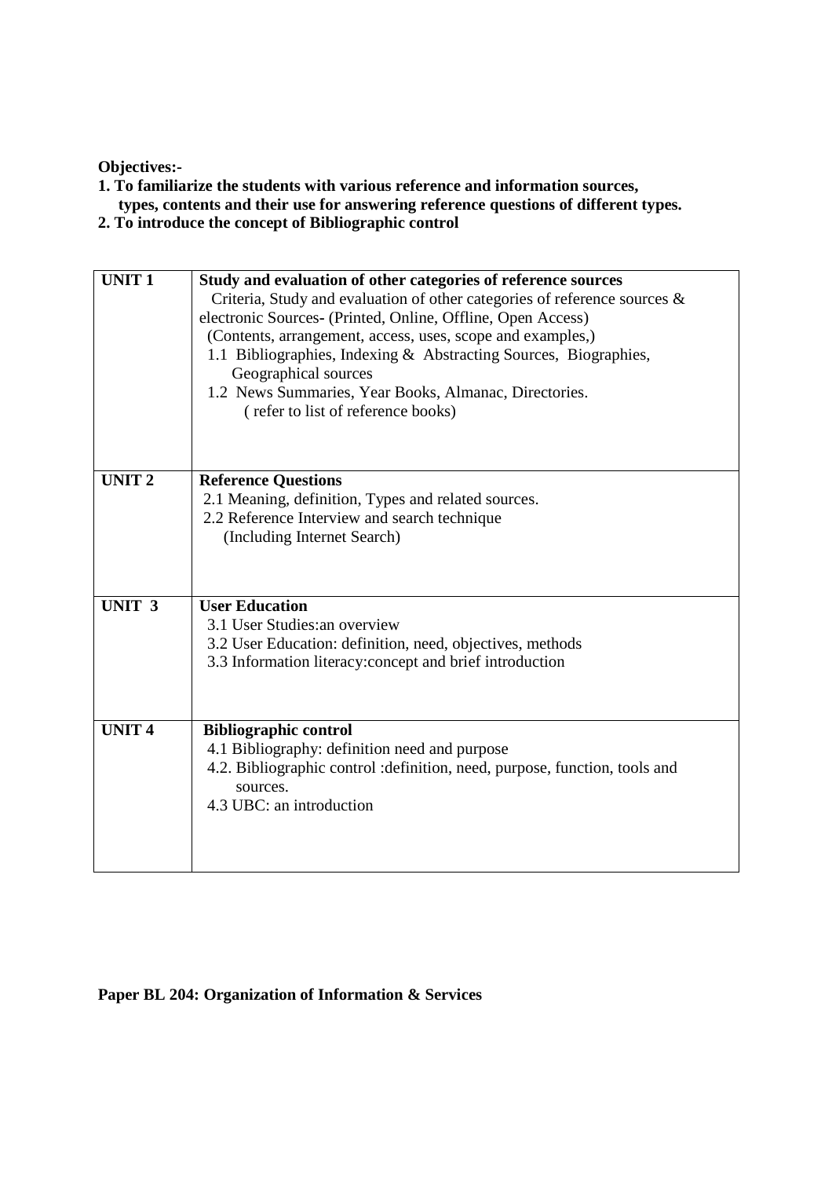**Objectives:-**

**1. To familiarize the students with various reference and information sources, types, contents and their use for answering reference questions of different types.**

**2. To introduce the concept of Bibliographic control**

| | |
|---|---|
| **UNIT 1** | **Study and evaluation of other categories of reference sources**<br>Criteria, Study and evaluation of other categories of reference sources & electronic Sources- (Printed, Online, Offline, Open Access)<br>(Contents, arrangement, access, uses, scope and examples,)<br>1.1 Bibliographies, Indexing & Abstracting Sources, Biographies, Geographical sources<br>1.2 News Summaries, Year Books, Almanac, Directories.<br>( refer to list of reference books) |
| **UNIT 2** | **Reference Questions**<br>2.1 Meaning, definition, Types and related sources.<br>2.2 Reference Interview and search technique<br>(Including Internet Search) |
| **UNIT 3** | **User Education**<br>3.1 User Studies:an overview<br>3.2 User Education: definition, need, objectives, methods<br>3.3 Information literacy:concept and brief introduction |
| **UNIT 4** | **Bibliographic control**<br>4.1 Bibliography: definition need and purpose<br>4.2. Bibliographic control :definition, need, purpose, function, tools and sources.<br>4.3 UBC: an introduction |

**Paper BL 204: Organization of Information & Services**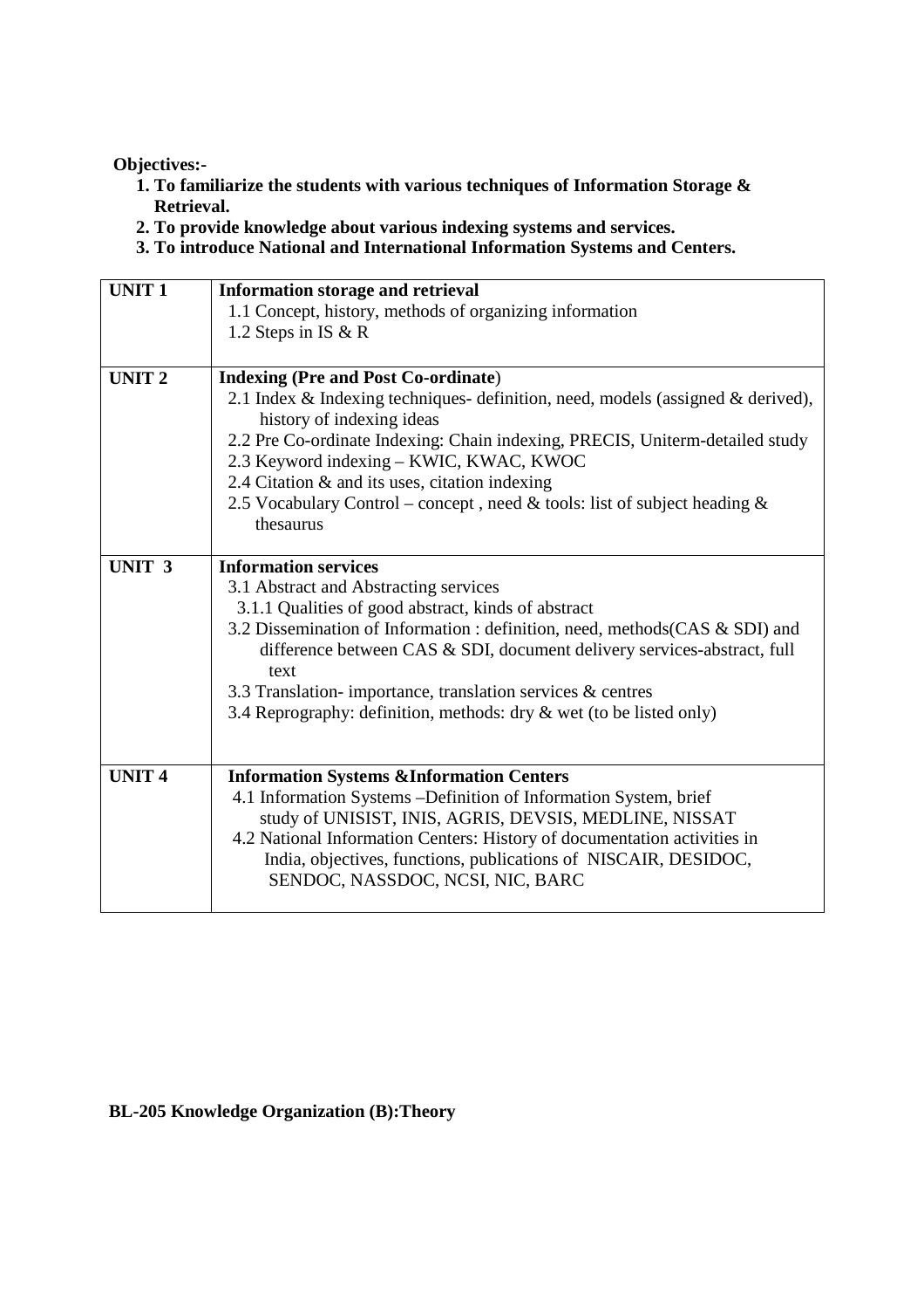**Objectives:-**

1. **To familiarize the students with various techniques of Information Storage & Retrieval.**
2. **To provide knowledge about various indexing systems and services.**
3. **To introduce National and International Information Systems and Centers.**

| UNIT | Content |
|---|---|
| **UNIT 1** | **Information storage and retrieval**<br>1.1 Concept, history, methods of organizing information<br>1.2 Steps in IS & R |
| **UNIT 2** | **Indexing (Pre and Post Co-ordinate)**<br>2.1 Index & Indexing techniques- definition, need, models (assigned & derived), history of indexing ideas<br>2.2 Pre Co-ordinate Indexing: Chain indexing, PRECIS, Uniterm-detailed study<br>2.3 Keyword indexing – KWIC, KWAC, KWOC<br>2.4 Citation & and its uses, citation indexing<br>2.5 Vocabulary Control – concept , need & tools: list of subject heading & thesaurus |
| **UNIT 3** | **Information services**<br>3.1 Abstract and Abstracting services<br>3.1.1 Qualities of good abstract, kinds of abstract<br>3.2 Dissemination of Information : definition, need, methods(CAS & SDI) and difference between CAS & SDI, document delivery services-abstract, full text<br>3.3 Translation- importance, translation services & centres<br>3.4 Reprography: definition, methods: dry & wet (to be listed only) |
| **UNIT 4** | **Information Systems &Information Centers**<br>4.1 Information Systems –Definition of Information System, brief study of UNISIST, INIS, AGRIS, DEVSIS, MEDLINE, NISSAT<br>4.2 National Information Centers: History of documentation activities in India, objectives, functions, publications of NISCAIR, DESIDOC, SENDOC, NASSDOC, NCSI, NIC, BARC |

## BL-205 Knowledge Organization (B):Theory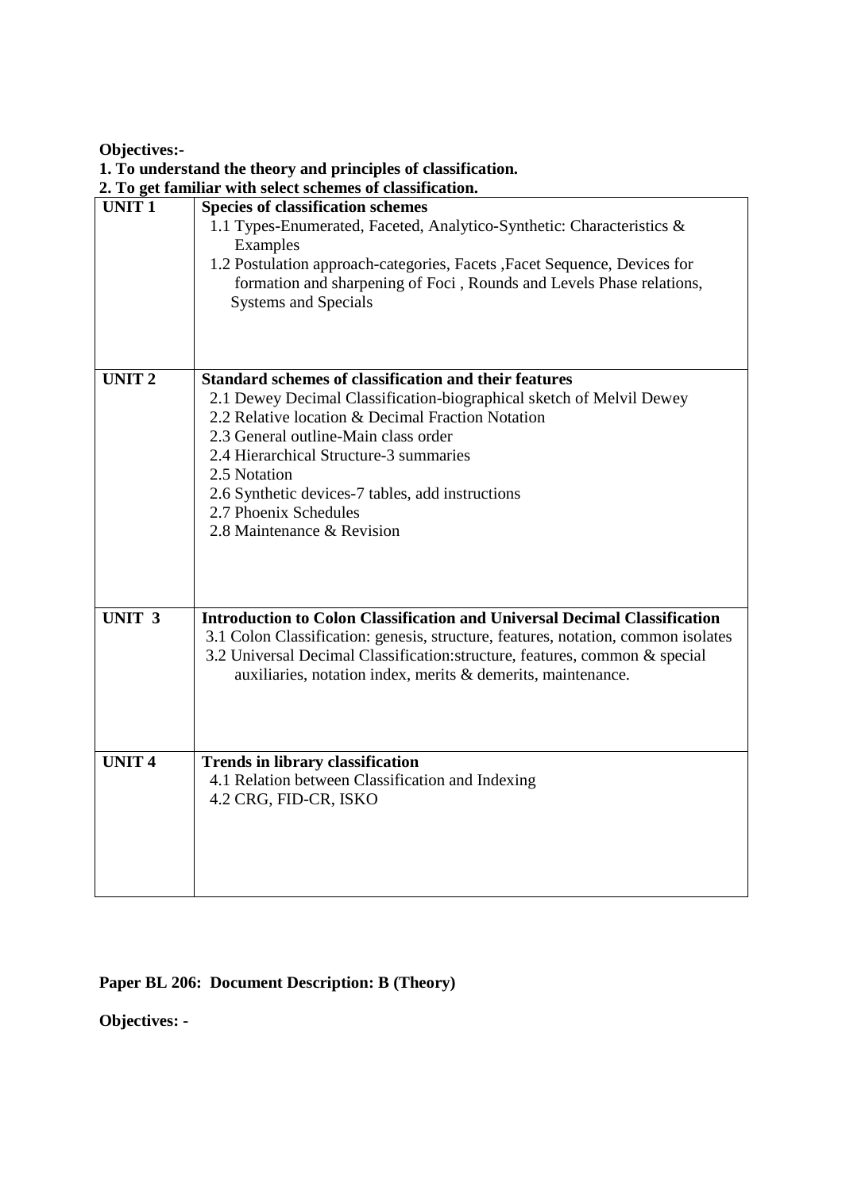**Objectives:-**

**1. To understand the theory and principles of classification.**

**2. To get familiar with select schemes of classification.**

| | |
|---|---|
| **UNIT 1** | **Species of classification schemes**<br>1.1 Types-Enumerated, Faceted, Analytico-Synthetic: Characteristics & Examples<br>1.2 Postulation approach-categories, Facets ,Facet Sequence, Devices for formation and sharpening of Foci , Rounds and Levels Phase relations, Systems and Specials |
| **UNIT 2** | **Standard schemes of classification and their features**<br>2.1 Dewey Decimal Classification-biographical sketch of Melvil Dewey<br>2.2 Relative location & Decimal Fraction Notation<br>2.3 General outline-Main class order<br>2.4 Hierarchical Structure-3 summaries<br>2.5 Notation<br>2.6 Synthetic devices-7 tables, add instructions<br>2.7 Phoenix Schedules<br>2.8 Maintenance & Revision |
| **UNIT 3** | **Introduction to Colon Classification and Universal Decimal Classification**<br>3.1 Colon Classification: genesis, structure, features, notation, common isolates<br>3.2 Universal Decimal Classification:structure, features, common & special auxiliaries, notation index, merits & demerits, maintenance. |
| **UNIT 4** | **Trends in library classification**<br>4.1 Relation between Classification and Indexing<br>4.2 CRG, FID-CR, ISKO |

**Paper BL 206: Document Description: B (Theory)**

**Objectives: -**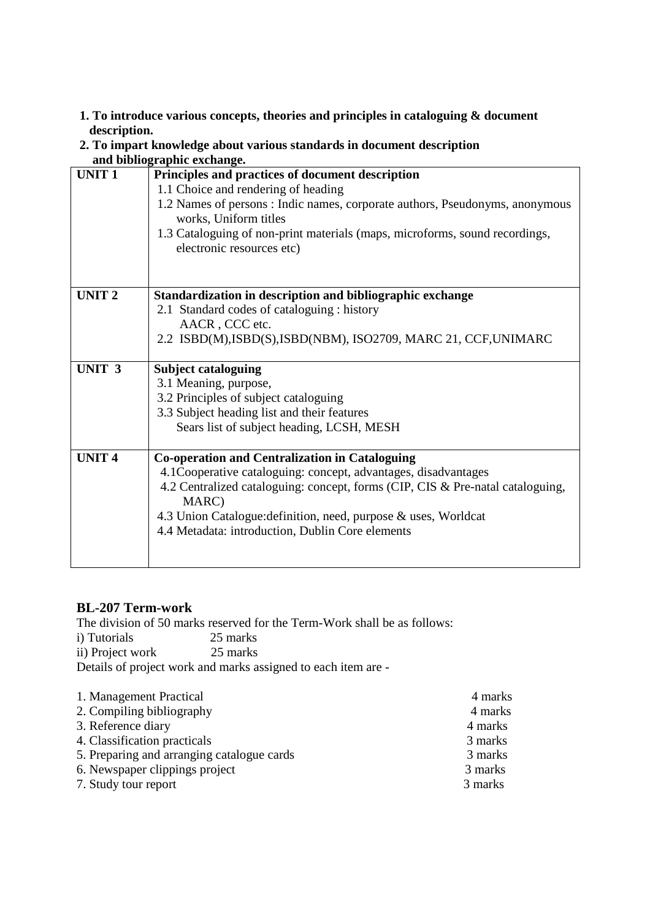**1. To introduce various concepts, theories and principles in cataloguing & document description.**

**2. To impart knowledge about various standards in document description and bibliographic exchange.**

| | |
|---|---|
| **UNIT 1** | **Principles and practices of document description**<br>1.1 Choice and rendering of heading<br>1.2 Names of persons : Indic names, corporate authors, Pseudonyms, anonymous works, Uniform titles<br>1.3 Cataloguing of non-print materials (maps, microforms, sound recordings, electronic resources etc) |
| **UNIT 2** | **Standardization in description and bibliographic exchange**<br>2.1 Standard codes of cataloguing : history AACR , CCC etc.<br>2.2 ISBD(M),ISBD(S),ISBD(NBM), ISO2709, MARC 21, CCF,UNIMARC |
| **UNIT 3** | **Subject cataloguing**<br>3.1 Meaning, purpose,<br>3.2 Principles of subject cataloguing<br>3.3 Subject heading list and their features<br>Sears list of subject heading, LCSH, MESH |
| **UNIT 4** | **Co-operation and Centralization in Cataloguing**<br>4.1Cooperative cataloguing: concept, advantages, disadvantages<br>4.2 Centralized cataloguing: concept, forms (CIP, CIS & Pre-natal cataloguing, MARC)<br>4.3 Union Catalogue:definition, need, purpose & uses, Worldcat<br>4.4 Metadata: introduction, Dublin Core elements |

## BL-207 Term-work

The division of 50 marks reserved for the Term-Work shall be as follows:

i) Tutorials 25 marks
ii) Project work 25 marks

Details of project work and marks assigned to each item are -

| | |
|---|---|
| 1. Management Practical | 4 marks |
| 2. Compiling bibliography | 4 marks |
| 3. Reference diary | 4 marks |
| 4. Classification practicals | 3 marks |
| 5. Preparing and arranging catalogue cards | 3 marks |
| 6. Newspaper clippings project | 3 marks |
| 7. Study tour report | 3 marks |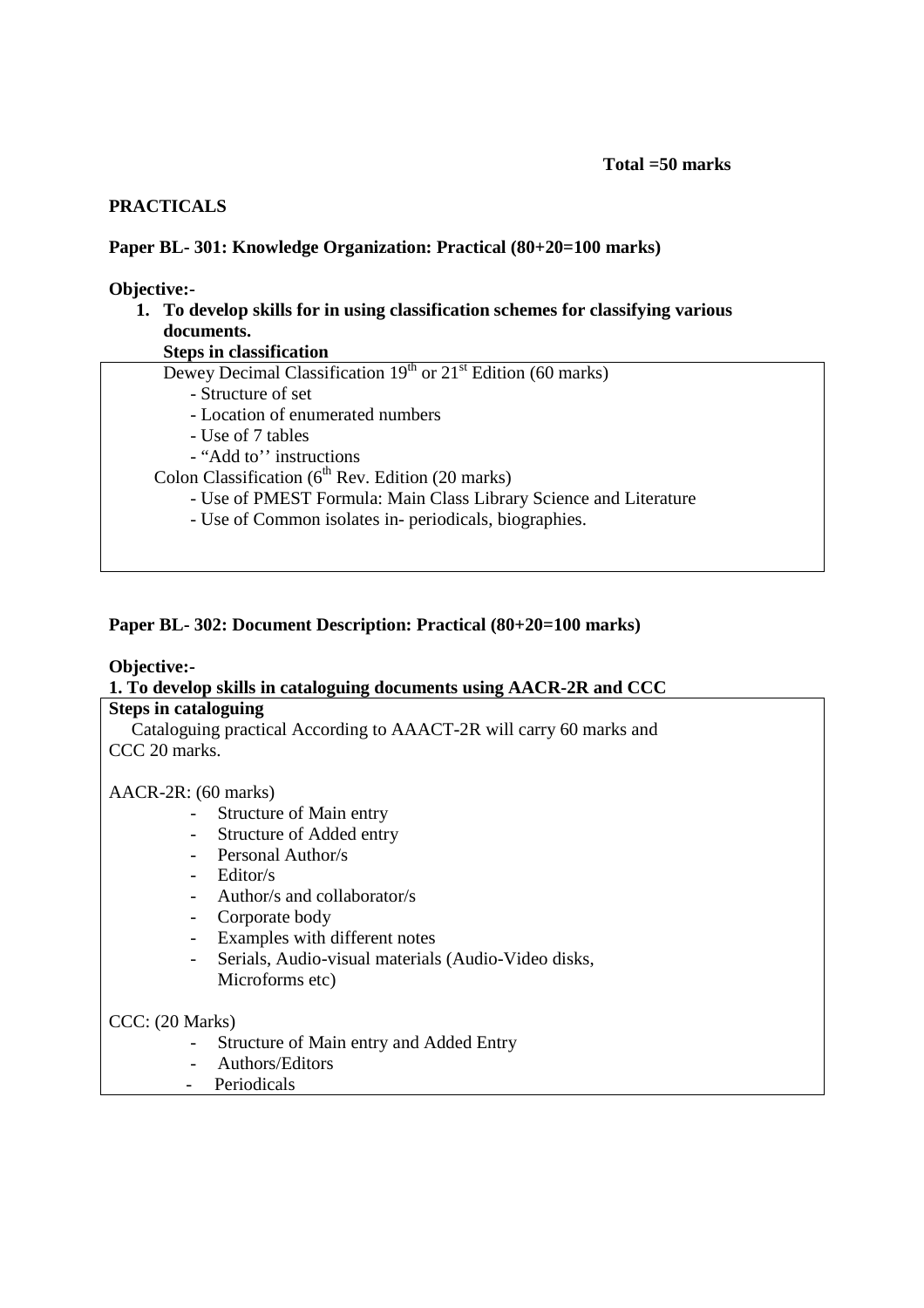**Total =50 marks**

**PRACTICALS**

**Paper BL- 301: Knowledge Organization: Practical (80+20=100 marks)**

**Objective:-**

1. **To develop skills for in using classification schemes for classifying various documents.**

   **Steps in classification**

Dewey Decimal Classification 19th or 21st Edition (60 marks)

- Structure of set
- Location of enumerated numbers
- Use of 7 tables
- "Add to'' instructions

Colon Classification (6th Rev. Edition (20 marks)

- Use of PMEST Formula: Main Class Library Science and Literature
- Use of Common isolates in- periodicals, biographies.

**Paper BL- 302: Document Description: Practical (80+20=100 marks)**

**Objective:-**

**1. To develop skills in cataloguing documents using AACR-2R and CCC**

**Steps in cataloguing**

Cataloguing practical According to AAACT-2R will carry 60 marks and CCC 20 marks.

AACR-2R: (60 marks)

- Structure of Main entry
- Structure of Added entry
- Personal Author/s
- Editor/s
- Author/s and collaborator/s
- Corporate body
- Examples with different notes
- Serials, Audio-visual materials (Audio-Video disks, Microforms etc)

CCC: (20 Marks)

- Structure of Main entry and Added Entry
- Authors/Editors
- Periodicals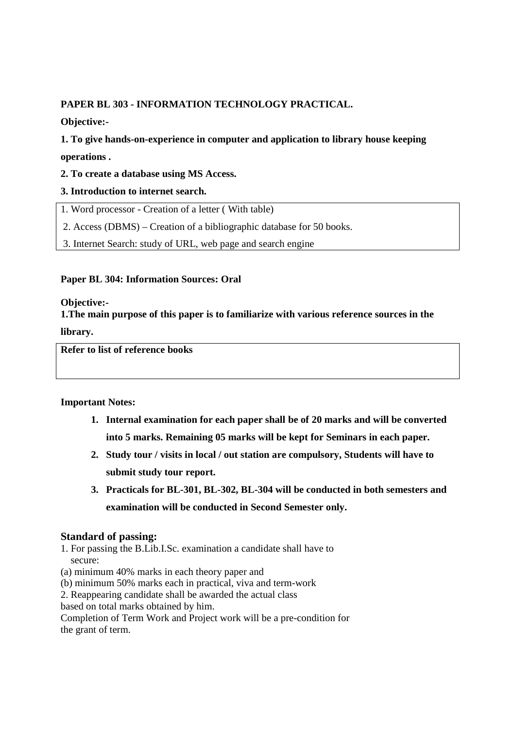**PAPER BL 303 - INFORMATION TECHNOLOGY PRACTICAL.**

**Objective:-**

**1. To give hands-on-experience in computer and application to library house keeping operations .**

**2. To create a database using MS Access.**

**3. Introduction to internet search.**

| 1. Word processor - Creation of a letter ( With table) |
|---|
| 2. Access (DBMS) – Creation of a bibliographic database for 50 books. |
| 3. Internet Search: study of URL, web page and search engine |

**Paper BL 304: Information Sources: Oral**

**Objective:-**

**1.The main purpose of this paper is to familiarize with various reference sources in the library.**

| **Refer to list of reference books** |
|---|

**Important Notes:**

1. **Internal examination for each paper shall be of 20 marks and will be converted into 5 marks. Remaining 05 marks will be kept for Seminars in each paper.**
2. **Study tour / visits in local / out station are compulsory, Students will have to submit study tour report.**
3. **Practicals for BL-301, BL-302, BL-304 will be conducted in both semesters and examination will be conducted in Second Semester only.**

## Standard of passing:

1. For passing the B.Lib.I.Sc. examination a candidate shall have to secure:

(a) minimum 40% marks in each theory paper and

(b) minimum 50% marks each in practical, viva and term-work

2. Reappearing candidate shall be awarded the actual class based on total marks obtained by him.

Completion of Term Work and Project work will be a pre-condition for the grant of term.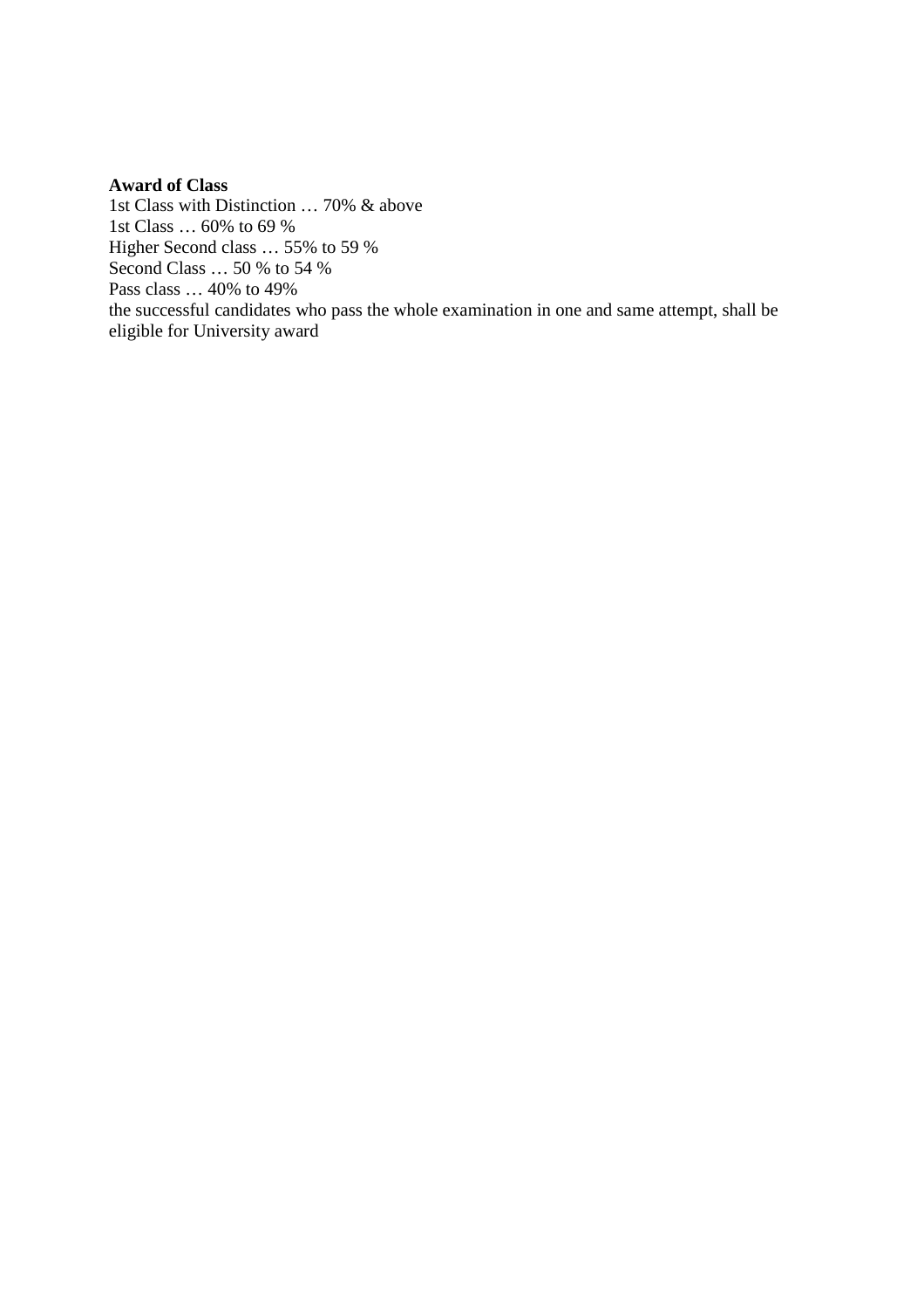**Award of Class**

1st Class with Distinction … 70% & above
1st Class … 60% to 69 %
Higher Second class … 55% to 59 %
Second Class … 50 % to 54 %
Pass class … 40% to 49%
the successful candidates who pass the whole examination in one and same attempt, shall be eligible for University award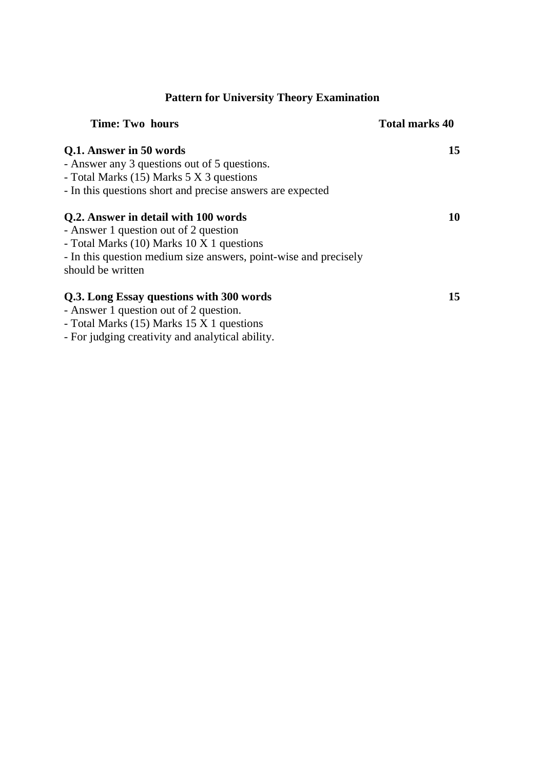## Pattern for University Theory Examination

**Time: Two hours** **Total marks 40**

**Q.1. Answer in 50 words** **15**

- Answer any 3 questions out of 5 questions.
- Total Marks (15) Marks 5 X 3 questions
- In this questions short and precise answers are expected

**Q.2. Answer in detail with 100 words** **10**

- Answer 1 question out of 2 question
- Total Marks (10) Marks 10 X 1 questions
- In this question medium size answers, point-wise and precisely should be written

**Q.3. Long Essay questions with 300 words** **15**

- Answer 1 question out of 2 question.
- Total Marks (15) Marks 15 X 1 questions
- For judging creativity and analytical ability.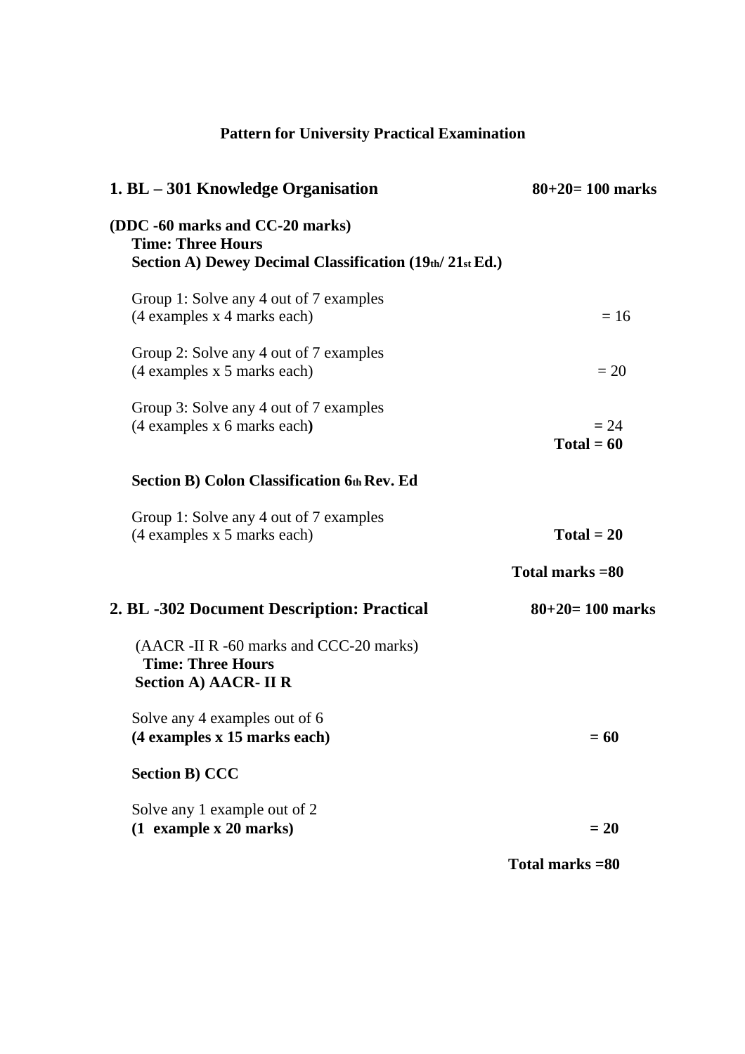## Pattern for University Practical Examination

### 1. BL – 301 Knowledge Organisation — 80+20= 100 marks

**(DDC -60 marks and CC-20 marks)**

**Time: Three Hours**

**Section A) Dewey Decimal Classification (19th/ 21st Ed.)**

Group 1: Solve any 4 out of 7 examples
(4 examples x 4 marks each) = 16

Group 2: Solve any 4 out of 7 examples
(4 examples x 5 marks each) = 20

Group 3: Solve any 4 out of 7 examples
(4 examples x 6 marks each**)** **=** 24

**Total = 60**

**Section B) Colon Classification 6th Rev. Ed**

Group 1: Solve any 4 out of 7 examples
(4 examples x 5 marks each) **Total = 20**

**Total marks =80**

### 2. BL -302 Document Description: Practical — 80+20= 100 marks

(AACR -II R -60 marks and CCC-20 marks)

**Time: Three Hours**

**Section A) AACR- II R**

Solve any 4 examples out of 6
**(4 examples x 15 marks each) = 60**

**Section B) CCC**

Solve any 1 example out of 2
**(1 example x 20 marks) = 20**

**Total marks =80**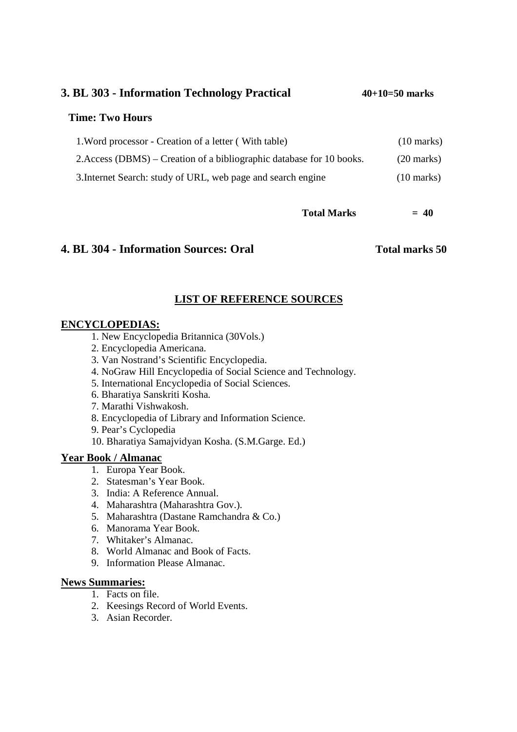## 3. BL 303 - Information Technology Practical **40+10=50 marks**

**Time: Two Hours**

| | |
|---|---|
| 1.Word processor - Creation of a letter ( With table) | (10 marks) |
| 2.Access (DBMS) – Creation of a bibliographic database for 10 books. | (20 marks) |
| 3.Internet Search: study of URL, web page and search engine | (10 marks) |
| **Total Marks** | **= 40** |

## 4. BL 304 - Information Sources: Oral **Total marks 50**

### LIST OF REFERENCE SOURCES

**ENCYCLOPEDIAS:**

1. New Encyclopedia Britannica (30Vols.)
2. Encyclopedia Americana.
3. Van Nostrand's Scientific Encyclopedia.
4. NoGraw Hill Encyclopedia of Social Science and Technology.
5. International Encyclopedia of Social Sciences.
6. Bharatiya Sanskriti Kosha.
7. Marathi Vishwakosh.
8. Encyclopedia of Library and Information Science.
9. Pear's Cyclopedia
10. Bharatiya Samajvidyan Kosha. (S.M.Garge. Ed.)

**Year Book / Almanac**

1. Europa Year Book.
2. Statesman's Year Book.
3. India: A Reference Annual.
4. Maharashtra (Maharashtra Gov.).
5. Maharashtra (Dastane Ramchandra & Co.)
6. Manorama Year Book.
7. Whitaker's Almanac.
8. World Almanac and Book of Facts.
9. Information Please Almanac.

**News Summaries:**

1. Facts on file.
2. Keesings Record of World Events.
3. Asian Recorder.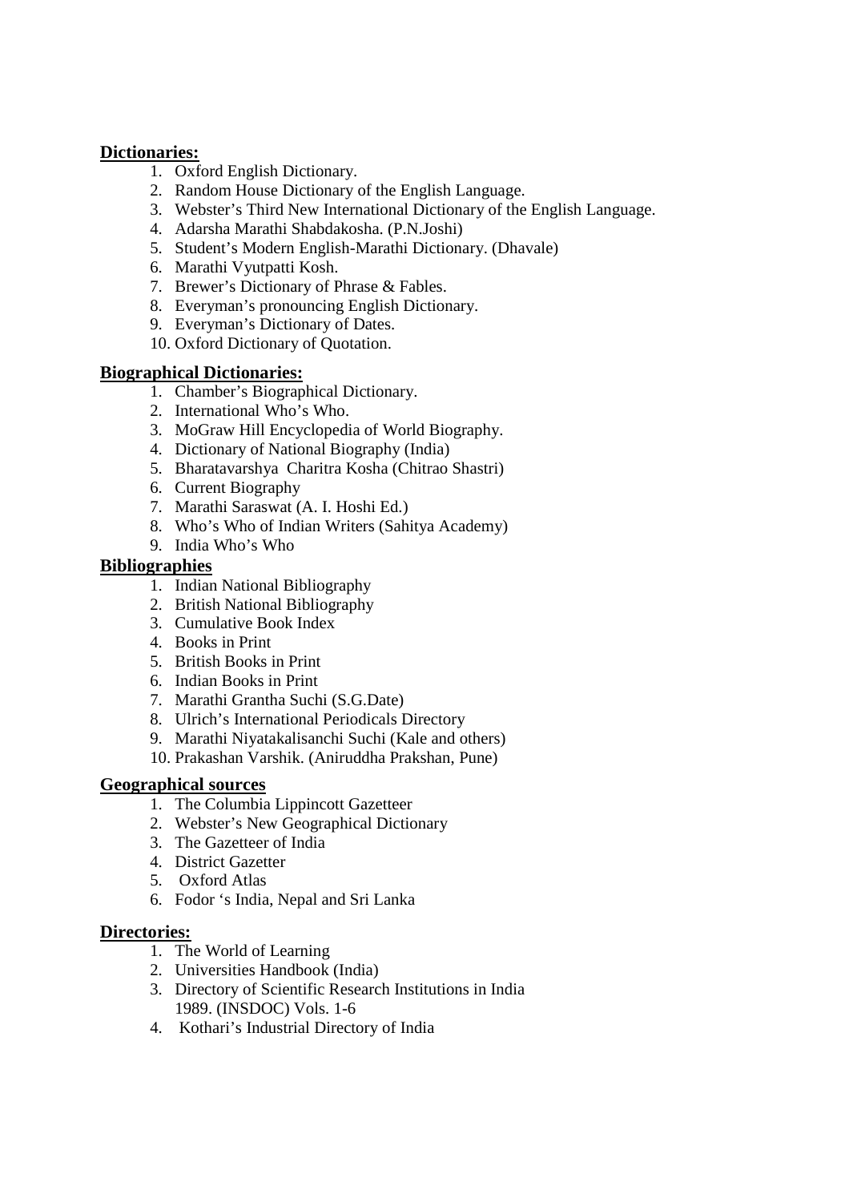**Dictionaries:**

1. Oxford English Dictionary.
2. Random House Dictionary of the English Language.
3. Webster's Third New International Dictionary of the English Language.
4. Adarsha Marathi Shabdakosha. (P.N.Joshi)
5. Student's Modern English-Marathi Dictionary. (Dhavale)
6. Marathi Vyutpatti Kosh.
7. Brewer's Dictionary of Phrase & Fables.
8. Everyman's pronouncing English Dictionary.
9. Everyman's Dictionary of Dates.
10. Oxford Dictionary of Quotation.

**Biographical Dictionaries:**

1. Chamber's Biographical Dictionary.
2. International Who's Who.
3. MoGraw Hill Encyclopedia of World Biography.
4. Dictionary of National Biography (India)
5. Bharatavarshya Charitra Kosha (Chitrao Shastri)
6. Current Biography
7. Marathi Saraswat (A. I. Hoshi Ed.)
8. Who's Who of Indian Writers (Sahitya Academy)
9. India Who's Who

**Bibliographies**

1. Indian National Bibliography
2. British National Bibliography
3. Cumulative Book Index
4. Books in Print
5. British Books in Print
6. Indian Books in Print
7. Marathi Grantha Suchi (S.G.Date)
8. Ulrich's International Periodicals Directory
9. Marathi Niyatakalisanchi Suchi (Kale and others)
10. Prakashan Varshik. (Aniruddha Prakshan, Pune)

**Geographical sources**

1. The Columbia Lippincott Gazetteer
2. Webster's New Geographical Dictionary
3. The Gazetteer of India
4. District Gazetter
5. Oxford Atlas
6. Fodor 's India, Nepal and Sri Lanka

**Directories:**

1. The World of Learning
2. Universities Handbook (India)
3. Directory of Scientific Research Institutions in India 1989. (INSDOC) Vols. 1-6
4. Kothari's Industrial Directory of India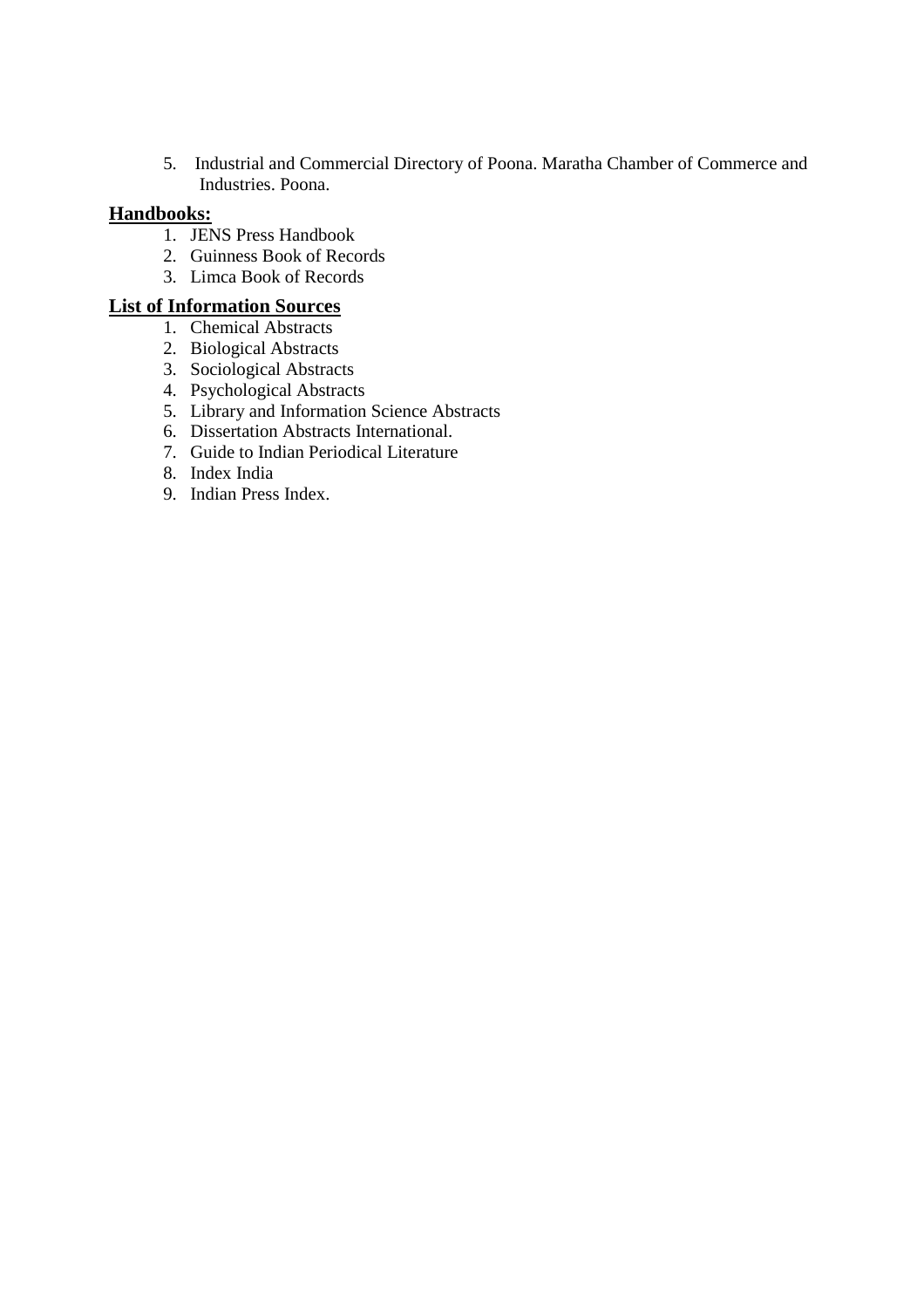5. Industrial and Commercial Directory of Poona. Maratha Chamber of Commerce and Industries. Poona.

**Handbooks:**

1. JENS Press Handbook
2. Guinness Book of Records
3. Limca Book of Records

**List of Information Sources**

1. Chemical Abstracts
2. Biological Abstracts
3. Sociological Abstracts
4. Psychological Abstracts
5. Library and Information Science Abstracts
6. Dissertation Abstracts International.
7. Guide to Indian Periodical Literature
8. Index India
9. Indian Press Index.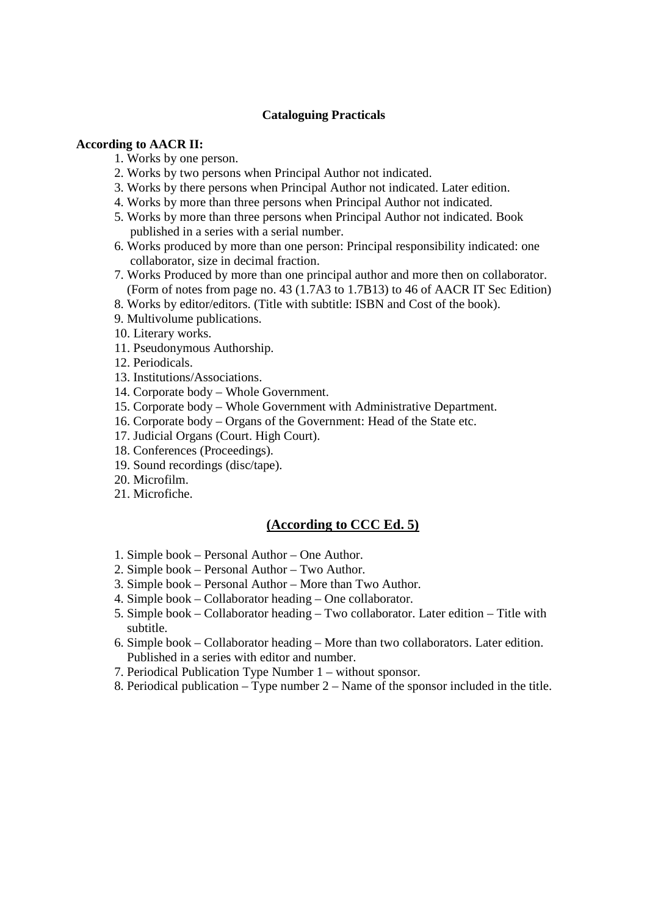**Cataloguing Practicals**

**According to AACR II:**

1. Works by one person.
2. Works by two persons when Principal Author not indicated.
3. Works by there persons when Principal Author not indicated. Later edition.
4. Works by more than three persons when Principal Author not indicated.
5. Works by more than three persons when Principal Author not indicated. Book published in a series with a serial number.
6. Works produced by more than one person: Principal responsibility indicated: one collaborator, size in decimal fraction.
7. Works Produced by more than one principal author and more then on collaborator. (Form of notes from page no. 43 (1.7A3 to 1.7B13) to 46 of AACR IT Sec Edition)
8. Works by editor/editors. (Title with subtitle: ISBN and Cost of the book).
9. Multivolume publications.
10. Literary works.
11. Pseudonymous Authorship.
12. Periodicals.
13. Institutions/Associations.
14. Corporate body – Whole Government.
15. Corporate body – Whole Government with Administrative Department.
16. Corporate body – Organs of the Government: Head of the State etc.
17. Judicial Organs (Court. High Court).
18. Conferences (Proceedings).
19. Sound recordings (disc/tape).
20. Microfilm.
21. Microfiche.

## **(According to CCC Ed. 5)**

1. Simple book – Personal Author – One Author.
2. Simple book – Personal Author – Two Author.
3. Simple book – Personal Author – More than Two Author.
4. Simple book – Collaborator heading – One collaborator.
5. Simple book – Collaborator heading – Two collaborator. Later edition – Title with subtitle.
6. Simple book – Collaborator heading – More than two collaborators. Later edition. Published in a series with editor and number.
7. Periodical Publication Type Number 1 – without sponsor.
8. Periodical publication – Type number 2 – Name of the sponsor included in the title.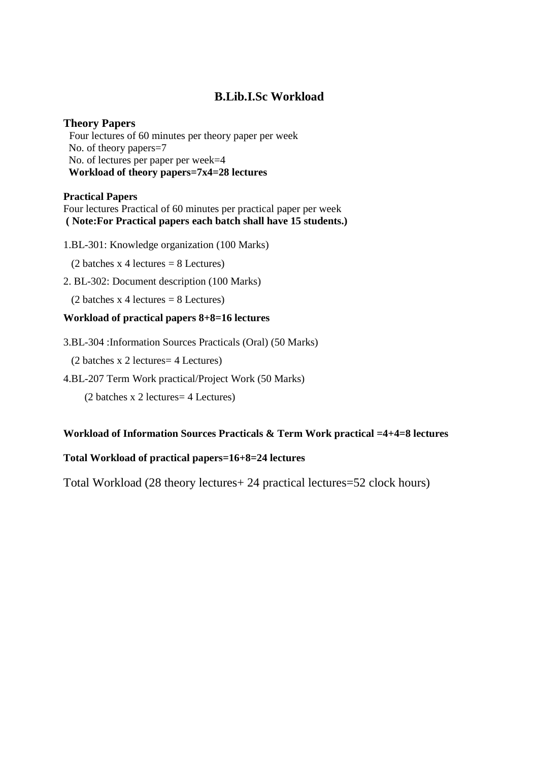# B.Lib.I.Sc Workload

**Theory Papers**

Four lectures of 60 minutes per theory paper per week
No. of theory papers=7
No. of lectures per paper per week=4
**Workload of theory papers=7x4=28 lectures**

**Practical Papers**

Four lectures Practical of 60 minutes per practical paper per week
**( Note:For Practical papers each batch shall have 15 students.)**

1.BL-301: Knowledge organization (100 Marks)

(2 batches x 4 lectures = 8 Lectures)

2. BL-302: Document description (100 Marks)

(2 batches x 4 lectures = 8 Lectures)

**Workload of practical papers 8+8=16 lectures**

3.BL-304 :Information Sources Practicals (Oral) (50 Marks)

(2 batches x 2 lectures= 4 Lectures)

4.BL-207 Term Work practical/Project Work (50 Marks)

(2 batches x 2 lectures= 4 Lectures)

**Workload of Information Sources Practicals & Term Work practical =4+4=8 lectures**

**Total Workload of practical papers=16+8=24 lectures**

Total Workload (28 theory lectures+ 24 practical lectures=52 clock hours)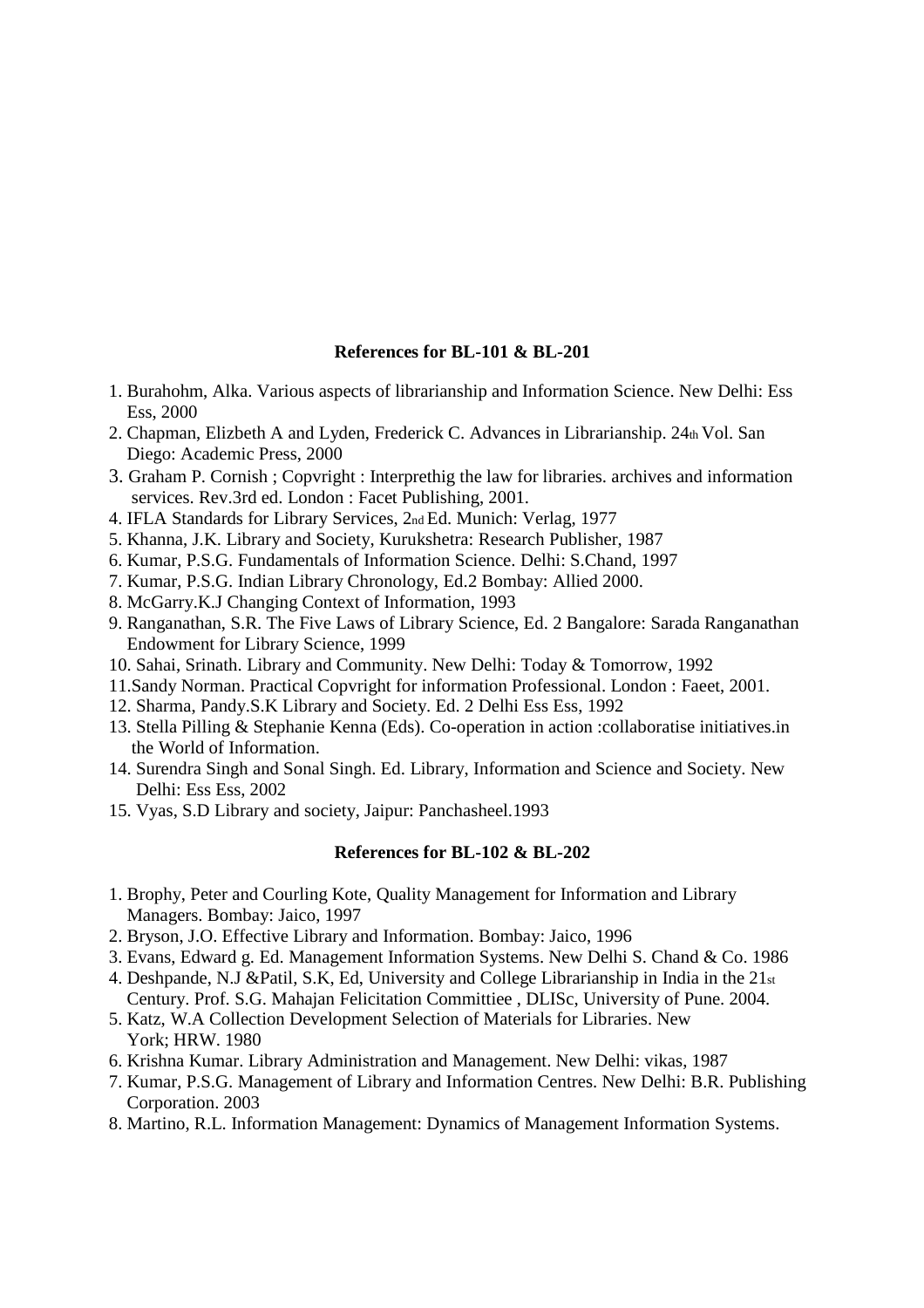**References for BL-101 & BL-201**

1. Burahohm, Alka. Various aspects of librarianship and Information Science. New Delhi: Ess Ess, 2000
2. Chapman, Elizbeth A and Lyden, Frederick C. Advances in Librarianship. 24th Vol. San Diego: Academic Press, 2000
3. Graham P. Cornish ; Copvright : Interprethig the law for libraries. archives and information services. Rev.3rd ed. London : Facet Publishing, 2001.
4. IFLA Standards for Library Services, 2nd Ed. Munich: Verlag, 1977
5. Khanna, J.K. Library and Society, Kurukshetra: Research Publisher, 1987
6. Kumar, P.S.G. Fundamentals of Information Science. Delhi: S.Chand, 1997
7. Kumar, P.S.G. Indian Library Chronology, Ed.2 Bombay: Allied 2000.
8. McGarry.K.J Changing Context of Information, 1993
9. Ranganathan, S.R. The Five Laws of Library Science, Ed. 2 Bangalore: Sarada Ranganathan Endowment for Library Science, 1999
10. Sahai, Srinath. Library and Community. New Delhi: Today & Tomorrow, 1992
11. Sandy Norman. Practical Copvright for information Professional. London : Faeet, 2001.
12. Sharma, Pandy.S.K Library and Society. Ed. 2 Delhi Ess Ess, 1992
13. Stella Pilling & Stephanie Kenna (Eds). Co-operation in action :collaboratise initiatives.in the World of Information.
14. Surendra Singh and Sonal Singh. Ed. Library, Information and Science and Society. New Delhi: Ess Ess, 2002
15. Vyas, S.D Library and society, Jaipur: Panchasheel.1993

**References for BL-102 & BL-202**

1. Brophy, Peter and Courling Kote, Quality Management for Information and Library Managers. Bombay: Jaico, 1997
2. Bryson, J.O. Effective Library and Information. Bombay: Jaico, 1996
3. Evans, Edward g. Ed. Management Information Systems. New Delhi S. Chand & Co. 1986
4. Deshpande, N.J &Patil, S.K, Ed, University and College Librarianship in India in the 21st Century. Prof. S.G. Mahajan Felicitation Committiee , DLISc, University of Pune. 2004.
5. Katz, W.A Collection Development Selection of Materials for Libraries. New York; HRW. 1980
6. Krishna Kumar. Library Administration and Management. New Delhi: vikas, 1987
7. Kumar, P.S.G. Management of Library and Information Centres. New Delhi: B.R. Publishing Corporation. 2003
8. Martino, R.L. Information Management: Dynamics of Management Information Systems.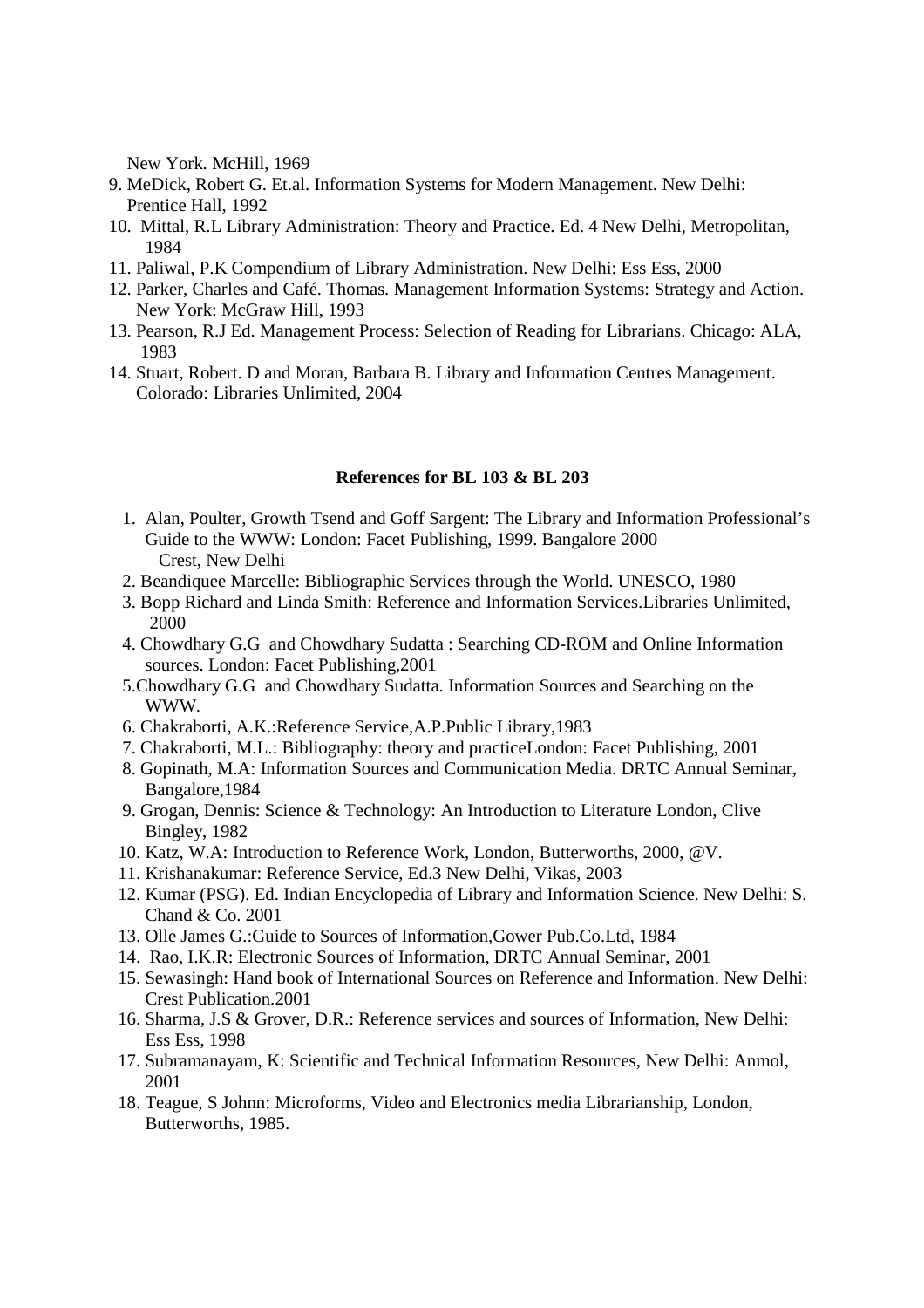New York. McHill, 1969

9. MeDick, Robert G. Et.al. Information Systems for Modern Management. New Delhi: Prentice Hall, 1992
10. Mittal, R.L Library Administration: Theory and Practice. Ed. 4 New Delhi, Metropolitan, 1984
11. Paliwal, P.K Compendium of Library Administration. New Delhi: Ess Ess, 2000
12. Parker, Charles and Café. Thomas. Management Information Systems: Strategy and Action. New York: McGraw Hill, 1993
13. Pearson, R.J Ed. Management Process: Selection of Reading for Librarians. Chicago: ALA, 1983
14. Stuart, Robert. D and Moran, Barbara B. Library and Information Centres Management. Colorado: Libraries Unlimited, 2004

**References for BL 103 & BL 203**

1. Alan, Poulter, Growth Tsend and Goff Sargent: The Library and Information Professional's Guide to the WWW: London: Facet Publishing, 1999. Bangalore 2000 Crest, New Delhi
2. Beandiquee Marcelle: Bibliographic Services through the World. UNESCO, 1980
3. Bopp Richard and Linda Smith: Reference and Information Services.Libraries Unlimited, 2000
4. Chowdhary G.G and Chowdhary Sudatta : Searching CD-ROM and Online Information sources. London: Facet Publishing,2001
5. Chowdhary G.G and Chowdhary Sudatta. Information Sources and Searching on the WWW.
6. Chakraborti, A.K.:Reference Service,A.P.Public Library,1983
7. Chakraborti, M.L.: Bibliography: theory and practiceLondon: Facet Publishing, 2001
8. Gopinath, M.A: Information Sources and Communication Media. DRTC Annual Seminar, Bangalore,1984
9. Grogan, Dennis: Science & Technology: An Introduction to Literature London, Clive Bingley, 1982
10. Katz, W.A: Introduction to Reference Work, London, Butterworths, 2000, @V.
11. Krishanakumar: Reference Service, Ed.3 New Delhi, Vikas, 2003
12. Kumar (PSG). Ed. Indian Encyclopedia of Library and Information Science. New Delhi: S. Chand & Co. 2001
13. Olle James G.:Guide to Sources of Information,Gower Pub.Co.Ltd, 1984
14. Rao, I.K.R: Electronic Sources of Information, DRTC Annual Seminar, 2001
15. Sewasingh: Hand book of International Sources on Reference and Information. New Delhi: Crest Publication.2001
16. Sharma, J.S & Grover, D.R.: Reference services and sources of Information, New Delhi: Ess Ess, 1998
17. Subramanayam, K: Scientific and Technical Information Resources, New Delhi: Anmol, 2001
18. Teague, S Johnn: Microforms, Video and Electronics media Librarianship, London, Butterworths, 1985.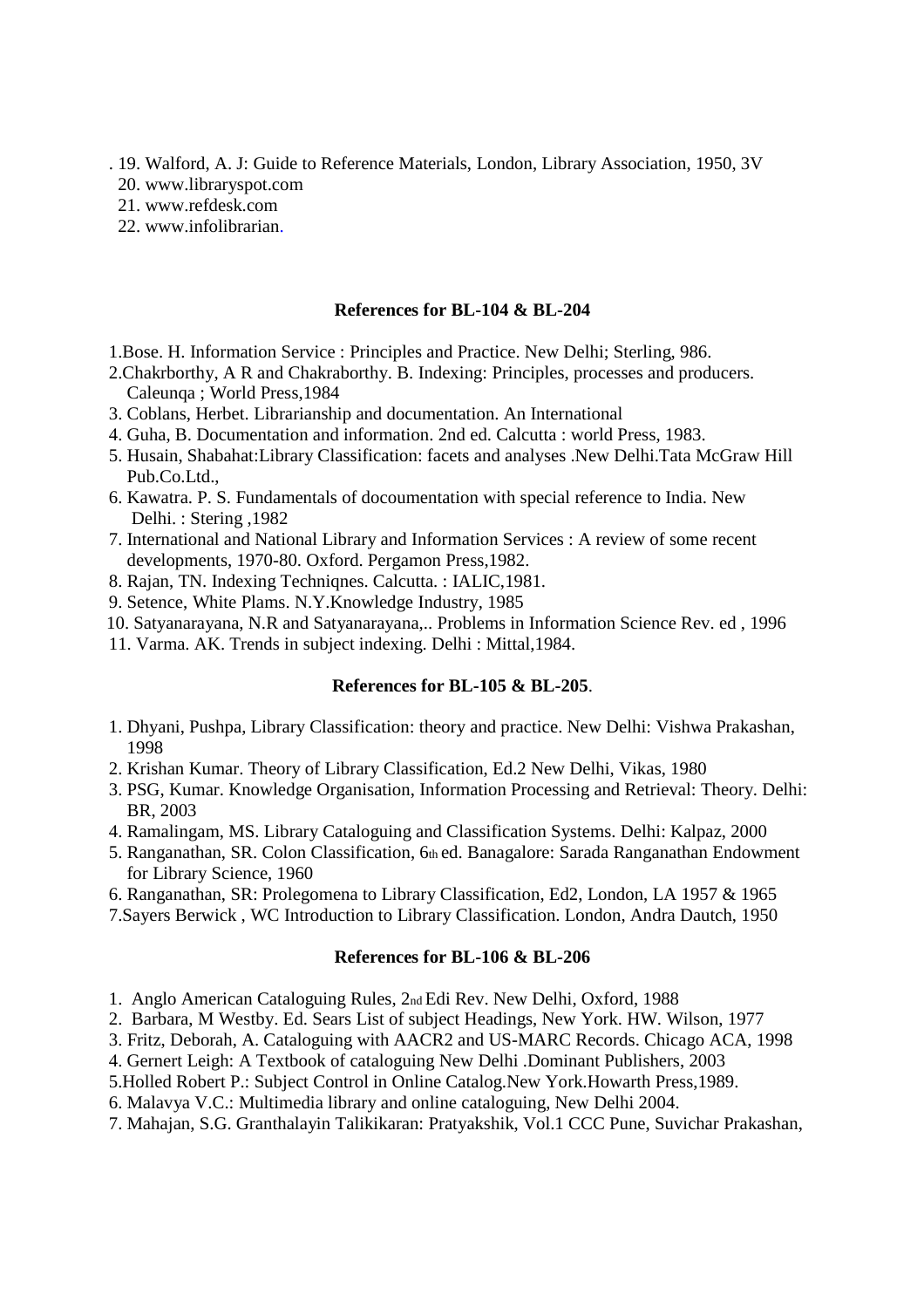. 19. Walford, A. J: Guide to Reference Materials, London, Library Association, 1950, 3V
20. www.libraryspot.com
21. www.refdesk.com
22. www.infolibrarian.

**References for BL-104 & BL-204**

1.Bose. H. Information Service : Principles and Practice. New Delhi; Sterling, 986.
2.Chakrborthy, A R and Chakraborthy. B. Indexing: Principles, processes and producers. Caleunqa ; World Press,1984
3. Coblans, Herbet. Librarianship and documentation. An International
4. Guha, B. Documentation and information. 2nd ed. Calcutta : world Press, 1983.
5. Husain, Shabahat:Library Classification: facets and analyses .New Delhi.Tata McGraw Hill Pub.Co.Ltd.,
6. Kawatra. P. S. Fundamentals of docoumentation with special reference to India. New Delhi. : Stering ,1982
7. International and National Library and Information Services : A review of some recent developments, 1970-80. Oxford. Pergamon Press,1982.
8. Rajan, TN. Indexing Techniqnes. Calcutta. : IALIC,1981.
9. Setence, White Plams. N.Y.Knowledge Industry, 1985
10. Satyanarayana, N.R and Satyanarayana,.. Problems in Information Science Rev. ed , 1996
11. Varma. AK. Trends in subject indexing. Delhi : Mittal,1984.

**References for BL-105 & BL-205**.

1. Dhyani, Pushpa, Library Classification: theory and practice. New Delhi: Vishwa Prakashan, 1998
2. Krishan Kumar. Theory of Library Classification, Ed.2 New Delhi, Vikas, 1980
3. PSG, Kumar. Knowledge Organisation, Information Processing and Retrieval: Theory. Delhi: BR, 2003
4. Ramalingam, MS. Library Cataloguing and Classification Systems. Delhi: Kalpaz, 2000
5. Ranganathan, SR. Colon Classification, 6th ed. Banagalore: Sarada Ranganathan Endowment for Library Science, 1960
6. Ranganathan, SR: Prolegomena to Library Classification, Ed2, London, LA 1957 & 1965
7.Sayers Berwick , WC Introduction to Library Classification. London, Andra Dautch, 1950

**References for BL-106 & BL-206**

1. Anglo American Cataloguing Rules, 2nd Edi Rev. New Delhi, Oxford, 1988
2. Barbara, M Westby. Ed. Sears List of subject Headings, New York. HW. Wilson, 1977
3. Fritz, Deborah, A. Cataloguing with AACR2 and US-MARC Records. Chicago ACA, 1998
4. Gernert Leigh: A Textbook of cataloguing New Delhi .Dominant Publishers, 2003
5.Holled Robert P.: Subject Control in Online Catalog.New York.Howarth Press,1989.
6. Malavya V.C.: Multimedia library and online cataloguing, New Delhi 2004.
7. Mahajan, S.G. Granthalayin Talikikaran: Pratyakshik, Vol.1 CCC Pune, Suvichar Prakashan,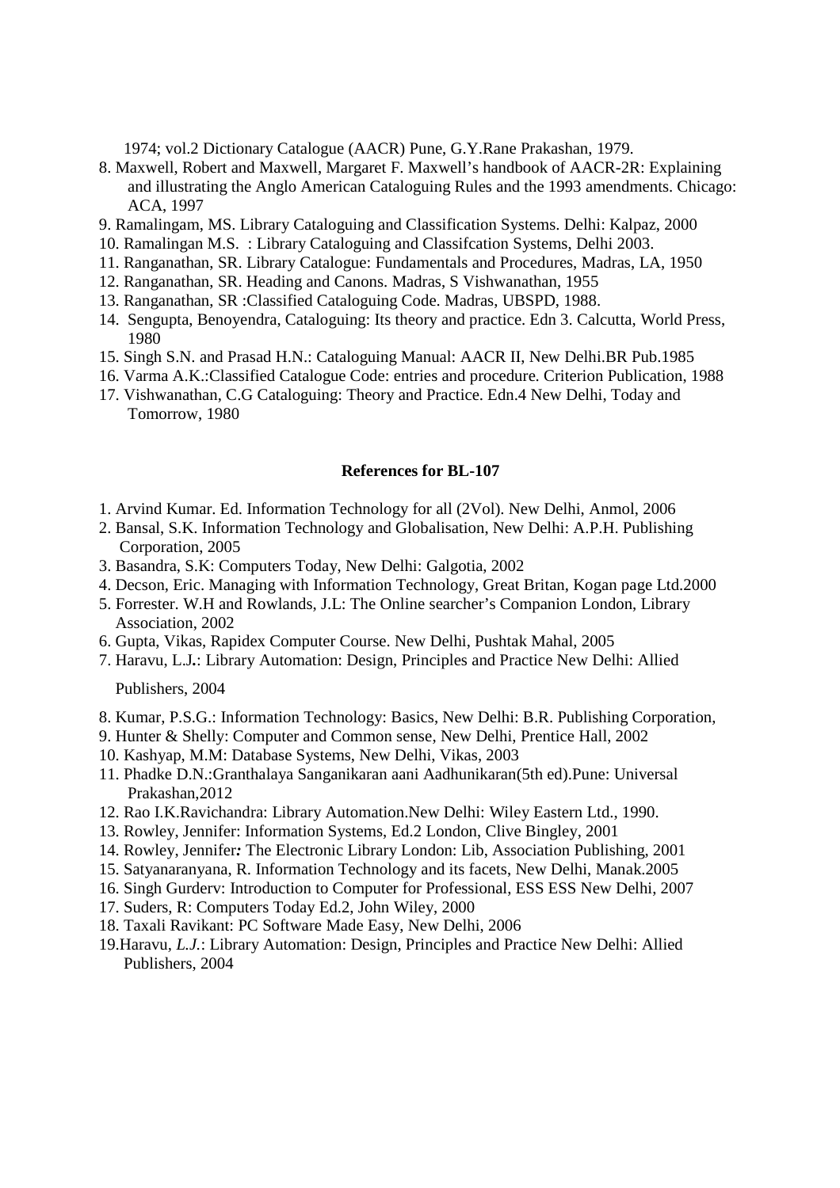1974; vol.2 Dictionary Catalogue (AACR) Pune, G.Y.Rane Prakashan, 1979.

8. Maxwell, Robert and Maxwell, Margaret F. Maxwell's handbook of AACR-2R: Explaining and illustrating the Anglo American Cataloguing Rules and the 1993 amendments. Chicago: ACA, 1997
9. Ramalingam, MS. Library Cataloguing and Classification Systems. Delhi: Kalpaz, 2000
10. Ramalingan M.S. : Library Cataloguing and Classifcation Systems, Delhi 2003.
11. Ranganathan, SR. Library Catalogue: Fundamentals and Procedures, Madras, LA, 1950
12. Ranganathan, SR. Heading and Canons. Madras, S Vishwanathan, 1955
13. Ranganathan, SR :Classified Cataloguing Code. Madras, UBSPD, 1988.
14. Sengupta, Benoyendra, Cataloguing: Its theory and practice. Edn 3. Calcutta, World Press, 1980
15. Singh S.N. and Prasad H.N.: Cataloguing Manual: AACR II, New Delhi.BR Pub.1985
16. Varma A.K.:Classified Catalogue Code: entries and procedure. Criterion Publication, 1988
17. Vishwanathan, C.G Cataloguing: Theory and Practice. Edn.4 New Delhi, Today and Tomorrow, 1980

**References for BL-107**

1. Arvind Kumar. Ed. Information Technology for all (2Vol). New Delhi, Anmol, 2006
2. Bansal, S.K. Information Technology and Globalisation, New Delhi: A.P.H. Publishing Corporation, 2005
3. Basandra, S.K: Computers Today, New Delhi: Galgotia, 2002
4. Decson, Eric. Managing with Information Technology, Great Britan, Kogan page Ltd.2000
5. Forrester. W.H and Rowlands, J.L: The Online searcher's Companion London, Library Association, 2002
6. Gupta, Vikas, Rapidex Computer Course. New Delhi, Pushtak Mahal, 2005
7. Haravu, L.J.: Library Automation: Design, Principles and Practice New Delhi: Allied Publishers, 2004
8. Kumar, P.S.G.: Information Technology: Basics, New Delhi: B.R. Publishing Corporation,
9. Hunter & Shelly: Computer and Common sense, New Delhi, Prentice Hall, 2002
10. Kashyap, M.M: Database Systems, New Delhi, Vikas, 2003
11. Phadke D.N.:Granthalaya Sanganikaran aani Aadhunikaran(5th ed).Pune: Universal Prakashan,2012
12. Rao I.K.Ravichandra: Library Automation.New Delhi: Wiley Eastern Ltd., 1990.
13. Rowley, Jennifer: Information Systems, Ed.2 London, Clive Bingley, 2001
14. Rowley, Jennifer*:* The Electronic Library London: Lib, Association Publishing, 2001
15. Satyanaranyana, R. Information Technology and its facets, New Delhi, Manak.2005
16. Singh Gurderv: Introduction to Computer for Professional, ESS ESS New Delhi, 2007
17. Suders, R: Computers Today Ed.2, John Wiley, 2000
18. Taxali Ravikant: PC Software Made Easy, New Delhi, 2006
19. Haravu, *L.J.*: Library Automation: Design, Principles and Practice New Delhi: Allied Publishers, 2004